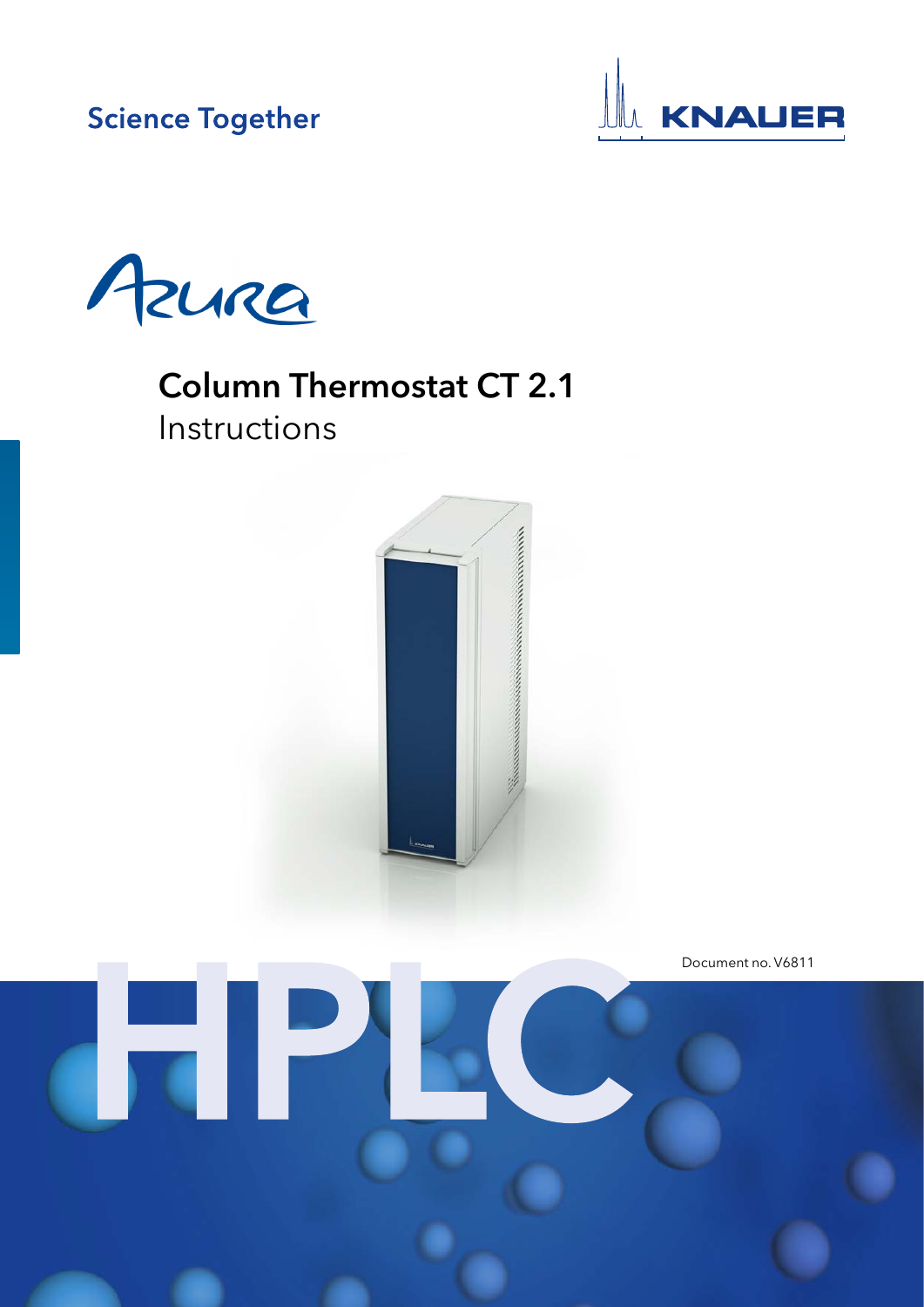Science Together

KNAUER

Azura

# Column Thermostat CT 2.1

Instructions

Document no. V6811

HPLC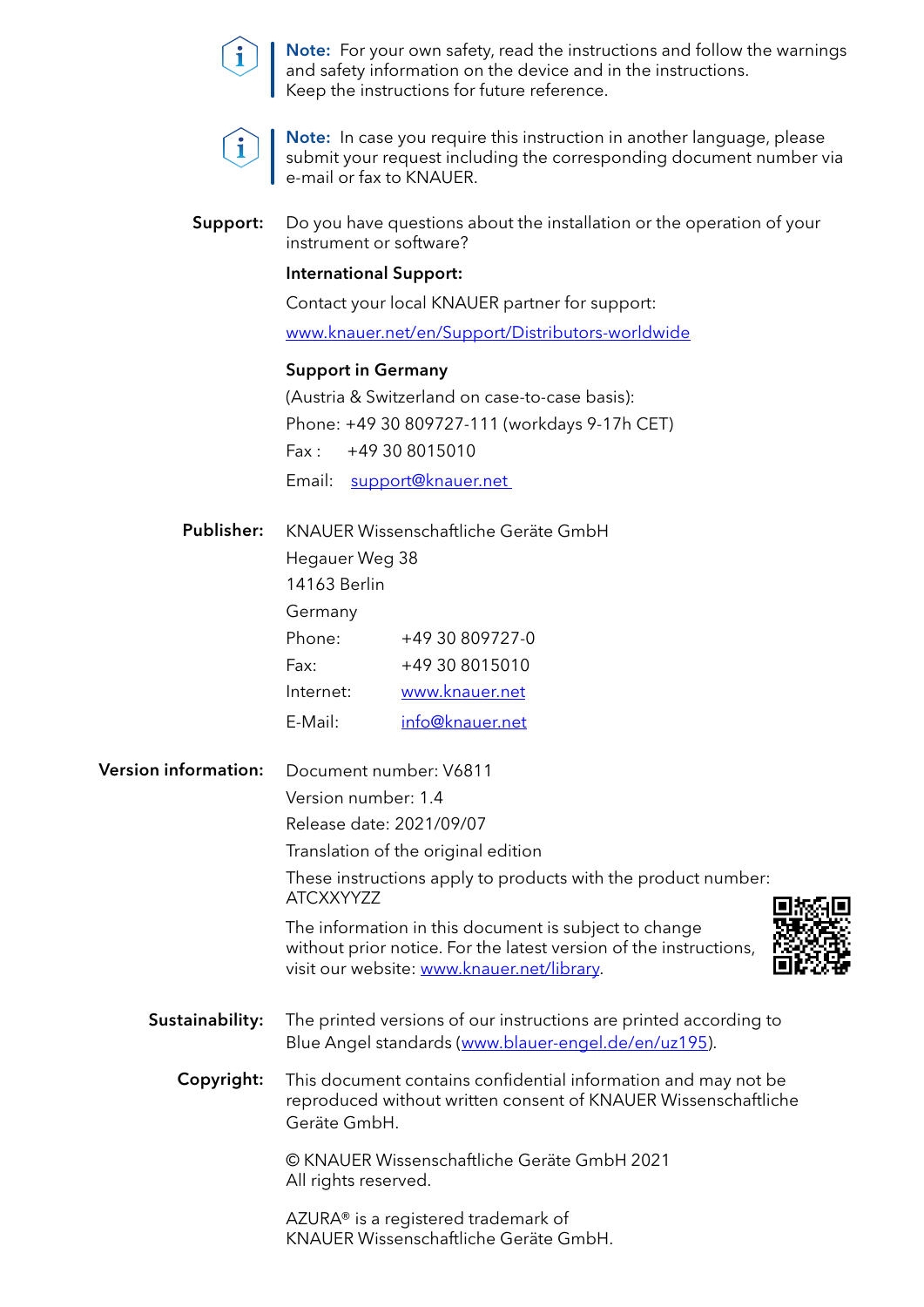**Note:** For your own safety, read the instructions and follow the warnings and safety information on the device and in the instructions. Keep the instructions for future reference.

**Note:** In case you require this instruction in another language, please submit your request including the corresponding document number via e-mail or fax to KNAUER.

**Support:** Do you have questions about the installation or the operation of your instrument or software?

**International Support:**

Contact your local KNAUER partner for support:

www.knauer.net/en/Support/Distributors-worldwide

**Support in Germany**

(Austria & Switzerland on case-to-case basis):

Phone: +49 30 809727-111 (workdays 9-17h CET)

Fax : +49 30 8015010

Email: support@knauer.net

**Publisher:** KNAUER Wissenschaftliche Geräte GmbH

Hegauer Weg 38

14163 Berlin

Germany

| | |
|---|---|
| Phone: | +49 30 809727-0 |
| Fax: | +49 30 8015010 |
| Internet: | www.knauer.net |
| E-Mail: | info@knauer.net |

**Version information:** Document number: V6811

Version number: 1.4

Release date: 2021/09/07

Translation of the original edition

These instructions apply to products with the product number: ATCXXYYZZ

The information in this document is subject to change without prior notice. For the latest version of the instructions, visit our website: www.knauer.net/library.

**Sustainability:** The printed versions of our instructions are printed according to Blue Angel standards (www.blauer-engel.de/en/uz195).

**Copyright:** This document contains confidential information and may not be reproduced without written consent of KNAUER Wissenschaftliche Geräte GmbH.

© KNAUER Wissenschaftliche Geräte GmbH 2021
All rights reserved.

AZURA® is a registered trademark of
KNAUER Wissenschaftliche Geräte GmbH.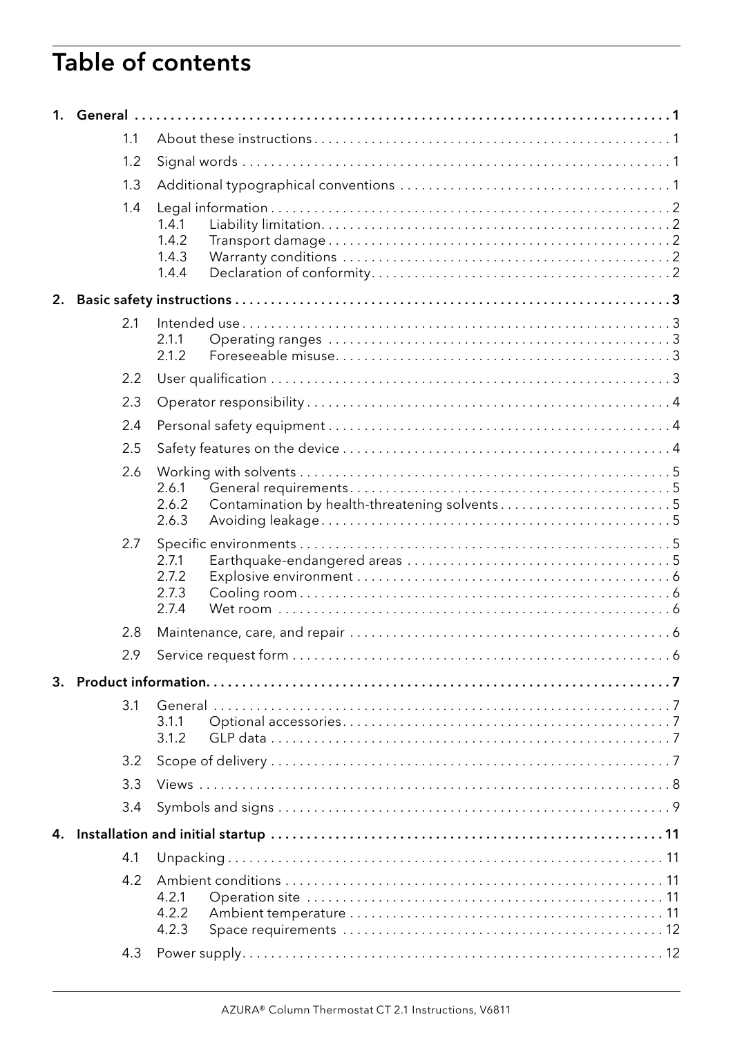# Table of contents

**1. General . . . . . . . . . . . . . . . . . . . . . . . . . . . . . . . . . . . . . . . . . . . . . . . . . . . . . . . . . . . . . . . . . 1**

- 1.1 About these instructions . . . . . . . . . . . . . . . . . . . . . . . . . . . . . . . . . . . . . . . . . . . . . . . 1
- 1.2 Signal words . . . . . . . . . . . . . . . . . . . . . . . . . . . . . . . . . . . . . . . . . . . . . . . . . . . . . . . 1
- 1.3 Additional typographical conventions . . . . . . . . . . . . . . . . . . . . . . . . . . . . . . . . . . . . 1
- 1.4 Legal information . . . . . . . . . . . . . . . . . . . . . . . . . . . . . . . . . . . . . . . . . . . . . . . . . . . 2
  - 1.4.1 Liability limitation. . . . . . . . . . . . . . . . . . . . . . . . . . . . . . . . . . . . . . . . . . . . . 2
  - 1.4.2 Transport damage . . . . . . . . . . . . . . . . . . . . . . . . . . . . . . . . . . . . . . . . . . . . 2
  - 1.4.3 Warranty conditions . . . . . . . . . . . . . . . . . . . . . . . . . . . . . . . . . . . . . . . . . . 2
  - 1.4.4 Declaration of conformity. . . . . . . . . . . . . . . . . . . . . . . . . . . . . . . . . . . . . . . 2

**2. Basic safety instructions . . . . . . . . . . . . . . . . . . . . . . . . . . . . . . . . . . . . . . . . . . . . . . . . . . . . . . . 3**

- 2.1 Intended use . . . . . . . . . . . . . . . . . . . . . . . . . . . . . . . . . . . . . . . . . . . . . . . . . . . . . . . 3
  - 2.1.1 Operating ranges . . . . . . . . . . . . . . . . . . . . . . . . . . . . . . . . . . . . . . . . . . . . . 3
  - 2.1.2 Foreseeable misuse. . . . . . . . . . . . . . . . . . . . . . . . . . . . . . . . . . . . . . . . . . . . 3
- 2.2 User qualification . . . . . . . . . . . . . . . . . . . . . . . . . . . . . . . . . . . . . . . . . . . . . . . . . . . 3
- 2.3 Operator responsibility . . . . . . . . . . . . . . . . . . . . . . . . . . . . . . . . . . . . . . . . . . . . . . . . 4
- 2.4 Personal safety equipment . . . . . . . . . . . . . . . . . . . . . . . . . . . . . . . . . . . . . . . . . . . . . 4
- 2.5 Safety features on the device . . . . . . . . . . . . . . . . . . . . . . . . . . . . . . . . . . . . . . . . . . . 4
- 2.6 Working with solvents . . . . . . . . . . . . . . . . . . . . . . . . . . . . . . . . . . . . . . . . . . . . . . . . . 5
  - 2.6.1 General requirements. . . . . . . . . . . . . . . . . . . . . . . . . . . . . . . . . . . . . . . . . . . 5
  - 2.6.2 Contamination by health-threatening solvents . . . . . . . . . . . . . . . . . . . . . . . . 5
  - 2.6.3 Avoiding leakage. . . . . . . . . . . . . . . . . . . . . . . . . . . . . . . . . . . . . . . . . . . . . . 5
- 2.7 Specific environments . . . . . . . . . . . . . . . . . . . . . . . . . . . . . . . . . . . . . . . . . . . . . . . . 5
  - 2.7.1 Earthquake-endangered areas . . . . . . . . . . . . . . . . . . . . . . . . . . . . . . . . . . . . 5
  - 2.7.2 Explosive environment . . . . . . . . . . . . . . . . . . . . . . . . . . . . . . . . . . . . . . . . . . 6
  - 2.7.3 Cooling room . . . . . . . . . . . . . . . . . . . . . . . . . . . . . . . . . . . . . . . . . . . . . . . . 6
  - 2.7.4 Wet room . . . . . . . . . . . . . . . . . . . . . . . . . . . . . . . . . . . . . . . . . . . . . . . . . . . 6
- 2.8 Maintenance, care, and repair . . . . . . . . . . . . . . . . . . . . . . . . . . . . . . . . . . . . . . . . . . 6
- 2.9 Service request form . . . . . . . . . . . . . . . . . . . . . . . . . . . . . . . . . . . . . . . . . . . . . . . . . 6

**3. Product information. . . . . . . . . . . . . . . . . . . . . . . . . . . . . . . . . . . . . . . . . . . . . . . . . . . . . . . . . . 7**

- 3.1 General . . . . . . . . . . . . . . . . . . . . . . . . . . . . . . . . . . . . . . . . . . . . . . . . . . . . . . . . . . . 7
  - 3.1.1 Optional accessories. . . . . . . . . . . . . . . . . . . . . . . . . . . . . . . . . . . . . . . . . . . 7
  - 3.1.2 GLP data . . . . . . . . . . . . . . . . . . . . . . . . . . . . . . . . . . . . . . . . . . . . . . . . . . . 7
- 3.2 Scope of delivery . . . . . . . . . . . . . . . . . . . . . . . . . . . . . . . . . . . . . . . . . . . . . . . . . . . . 7
- 3.3 Views . . . . . . . . . . . . . . . . . . . . . . . . . . . . . . . . . . . . . . . . . . . . . . . . . . . . . . . . . . . . 8
- 3.4 Symbols and signs . . . . . . . . . . . . . . . . . . . . . . . . . . . . . . . . . . . . . . . . . . . . . . . . . . . 9

**4. Installation and initial startup . . . . . . . . . . . . . . . . . . . . . . . . . . . . . . . . . . . . . . . . . . . . . . . . . 11**

- 4.1 Unpacking . . . . . . . . . . . . . . . . . . . . . . . . . . . . . . . . . . . . . . . . . . . . . . . . . . . . . . . . 11
- 4.2 Ambient conditions . . . . . . . . . . . . . . . . . . . . . . . . . . . . . . . . . . . . . . . . . . . . . . . . . . 11
  - 4.2.1 Operation site . . . . . . . . . . . . . . . . . . . . . . . . . . . . . . . . . . . . . . . . . . . . . . . 11
  - 4.2.2 Ambient temperature . . . . . . . . . . . . . . . . . . . . . . . . . . . . . . . . . . . . . . . . . . 11
  - 4.2.3 Space requirements . . . . . . . . . . . . . . . . . . . . . . . . . . . . . . . . . . . . . . . . . . . 12
- 4.3 Power supply. . . . . . . . . . . . . . . . . . . . . . . . . . . . . . . . . . . . . . . . . . . . . . . . . . . . . . . 12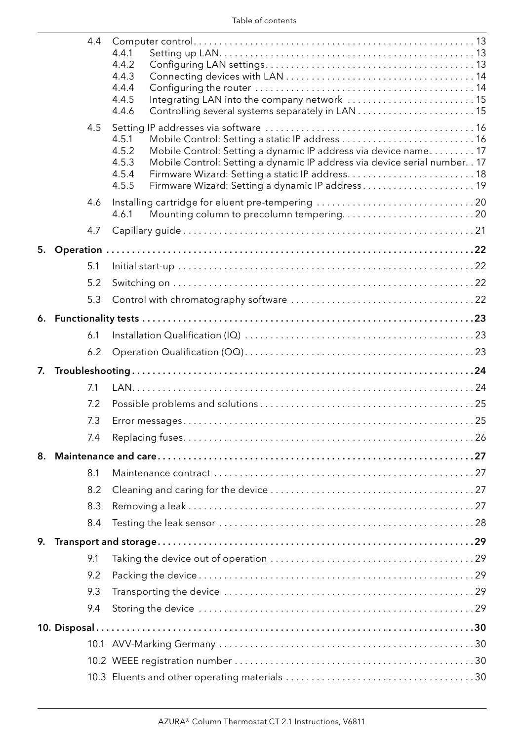- 4.4 Computer control . . . . . . . . . . 13
  - 4.4.1 Setting up LAN . . . . . . . . . . 13
  - 4.4.2 Configuring LAN settings . . . . . . . . . . 13
  - 4.4.3 Connecting devices with LAN . . . . . . . . . . 14
  - 4.4.4 Configuring the router . . . . . . . . . . 14
  - 4.4.5 Integrating LAN into the company network . . . . . . . . . . 15
  - 4.4.6 Controlling several systems separately in LAN . . . . . . . . . . 15
- 4.5 Setting IP addresses via software . . . . . . . . . . 16
  - 4.5.1 Mobile Control: Setting a static IP address . . . . . . . . . . 16
  - 4.5.2 Mobile Control: Setting a dynamic IP address via device name . . . . . . . . . . 17
  - 4.5.3 Mobile Control: Setting a dynamic IP address via device serial number . . 17
  - 4.5.4 Firmware Wizard: Setting a static IP address . . . . . . . . . . 18
  - 4.5.5 Firmware Wizard: Setting a dynamic IP address . . . . . . . . . . 19
- 4.6 Installing cartridge for eluent pre-tempering . . . . . . . . . . 20
  - 4.6.1 Mounting column to precolumn tempering . . . . . . . . . . 20
- 4.7 Capillary guide . . . . . . . . . . 21

**5. Operation . . . . . . . . . . 22**

- 5.1 Initial start-up . . . . . . . . . . 22
- 5.2 Switching on . . . . . . . . . . 22
- 5.3 Control with chromatography software . . . . . . . . . . 22

**6. Functionality tests . . . . . . . . . . 23**

- 6.1 Installation Qualification (IQ) . . . . . . . . . . 23
- 6.2 Operation Qualification (OQ) . . . . . . . . . . 23

**7. Troubleshooting . . . . . . . . . . 24**

- 7.1 LAN . . . . . . . . . . 24
- 7.2 Possible problems and solutions . . . . . . . . . . 25
- 7.3 Error messages . . . . . . . . . . 25
- 7.4 Replacing fuses . . . . . . . . . . 26

**8. Maintenance and care . . . . . . . . . . 27**

- 8.1 Maintenance contract . . . . . . . . . . 27
- 8.2 Cleaning and caring for the device . . . . . . . . . . 27
- 8.3 Removing a leak . . . . . . . . . . 27
- 8.4 Testing the leak sensor . . . . . . . . . . 28

**9. Transport and storage . . . . . . . . . . 29**

- 9.1 Taking the device out of operation . . . . . . . . . . 29
- 9.2 Packing the device . . . . . . . . . . 29
- 9.3 Transporting the device . . . . . . . . . . 29
- 9.4 Storing the device . . . . . . . . . . 29

**10. Disposal . . . . . . . . . . 30**

- 10.1 AVV-Marking Germany . . . . . . . . . . 30
- 10.2 WEEE registration number . . . . . . . . . . 30
- 10.3 Eluents and other operating materials . . . . . . . . . . 30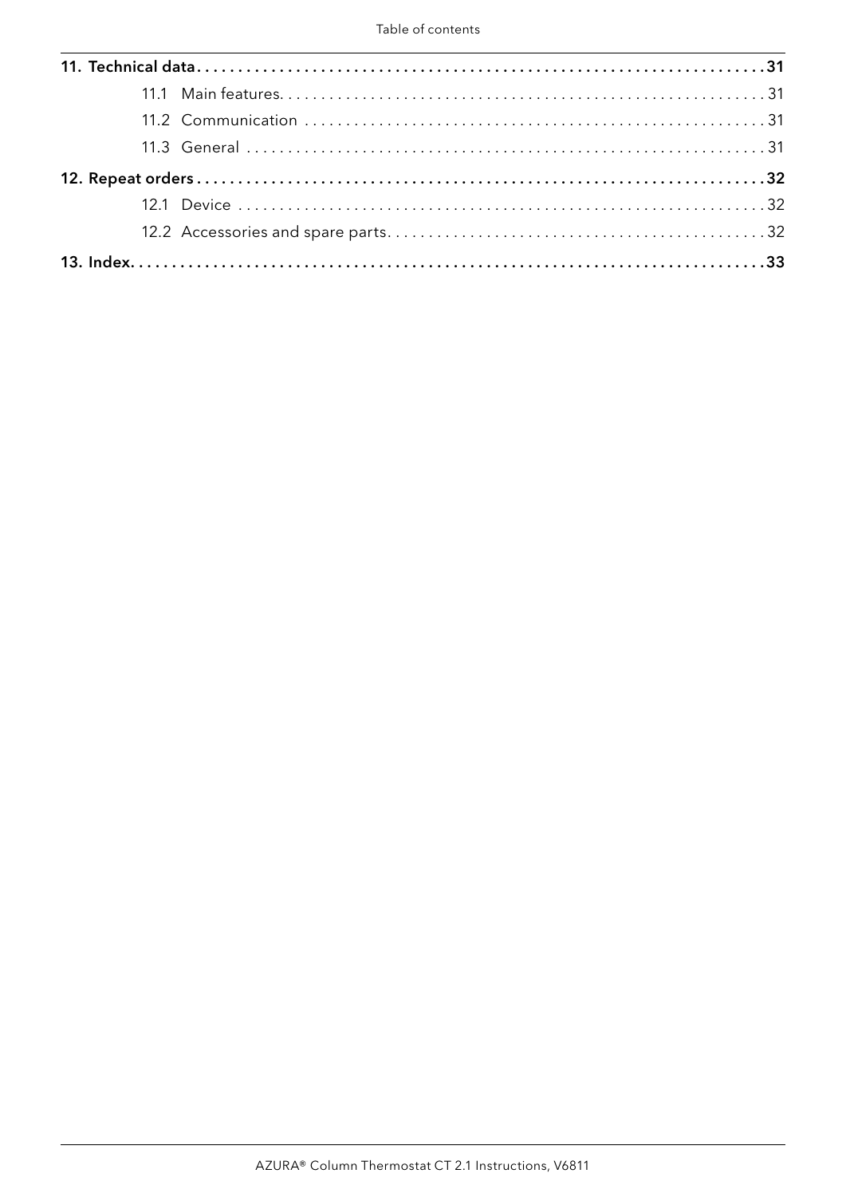**11. Technical data . . . . . . . . . . . . . . . . . . . . . . . . . . . . . . . . . . . . . . . . . . . . . . . . . . . . . . . . . . . . . . . . . 31**

11.1 Main features. . . . . . . . . . . . . . . . . . . . . . . . . . . . . . . . . . . . . . . . . . . . . . . . . . . . . . . . . . 31

11.2 Communication . . . . . . . . . . . . . . . . . . . . . . . . . . . . . . . . . . . . . . . . . . . . . . . . . . . . . . . . 31

11.3 General . . . . . . . . . . . . . . . . . . . . . . . . . . . . . . . . . . . . . . . . . . . . . . . . . . . . . . . . . . . . . . 31

**12. Repeat orders . . . . . . . . . . . . . . . . . . . . . . . . . . . . . . . . . . . . . . . . . . . . . . . . . . . . . . . . . . . . . . . . . 32**

12.1 Device . . . . . . . . . . . . . . . . . . . . . . . . . . . . . . . . . . . . . . . . . . . . . . . . . . . . . . . . . . . . . . . 32

12.2 Accessories and spare parts. . . . . . . . . . . . . . . . . . . . . . . . . . . . . . . . . . . . . . . . . . . . . 32

**13. Index. . . . . . . . . . . . . . . . . . . . . . . . . . . . . . . . . . . . . . . . . . . . . . . . . . . . . . . . . . . . . . . . . . . . . . . . . 33**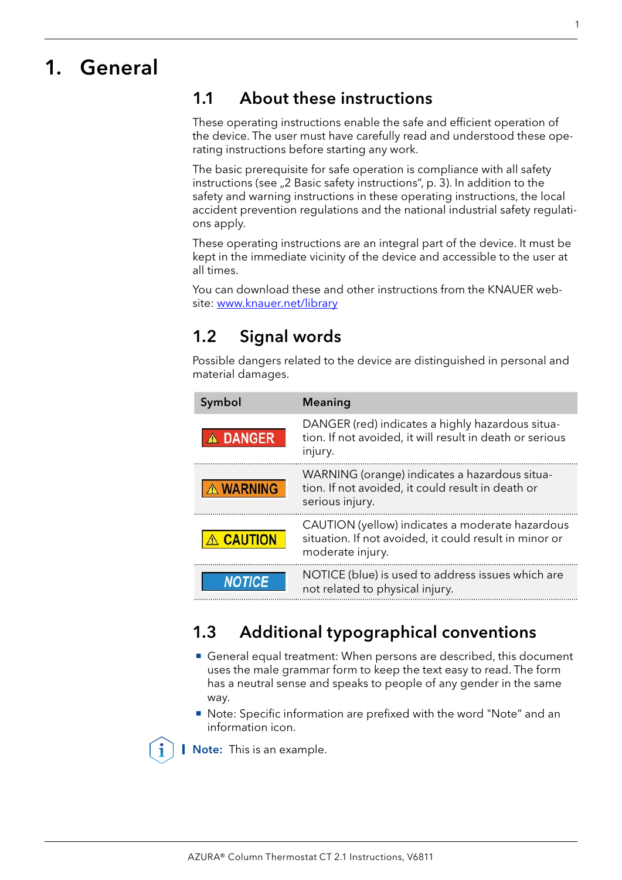# 1. General

## 1.1 About these instructions

These operating instructions enable the safe and efficient operation of the device. The user must have carefully read and understood these operating instructions before starting any work.

The basic prerequisite for safe operation is compliance with all safety instructions (see „2 Basic safety instructions“, p. 3). In addition to the safety and warning instructions in these operating instructions, the local accident prevention regulations and the national industrial safety regulations apply.

These operating instructions are an integral part of the device. It must be kept in the immediate vicinity of the device and accessible to the user at all times.

You can download these and other instructions from the KNAUER website: [www.knauer.net/library](www.knauer.net/library)

## 1.2 Signal words

Possible dangers related to the device are distinguished in personal and material damages.

| Symbol | Meaning |
| --- | --- |
| ⚠ DANGER | DANGER (red) indicates a highly hazardous situation. If not avoided, it will result in death or serious injury. |
| ⚠ WARNING | WARNING (orange) indicates a hazardous situation. If not avoided, it could result in death or serious injury. |
| ⚠ CAUTION | CAUTION (yellow) indicates a moderate hazardous situation. If not avoided, it could result in minor or moderate injury. |
| NOTICE | NOTICE (blue) is used to address issues which are not related to physical injury. |

## 1.3 Additional typographical conventions

- General equal treatment: When persons are described, this document uses the male grammar form to keep the text easy to read. The form has a neutral sense and speaks to people of any gender in the same way.
- Note: Specific information are prefixed with the word "Note” and an information icon.

**Note:** This is an example.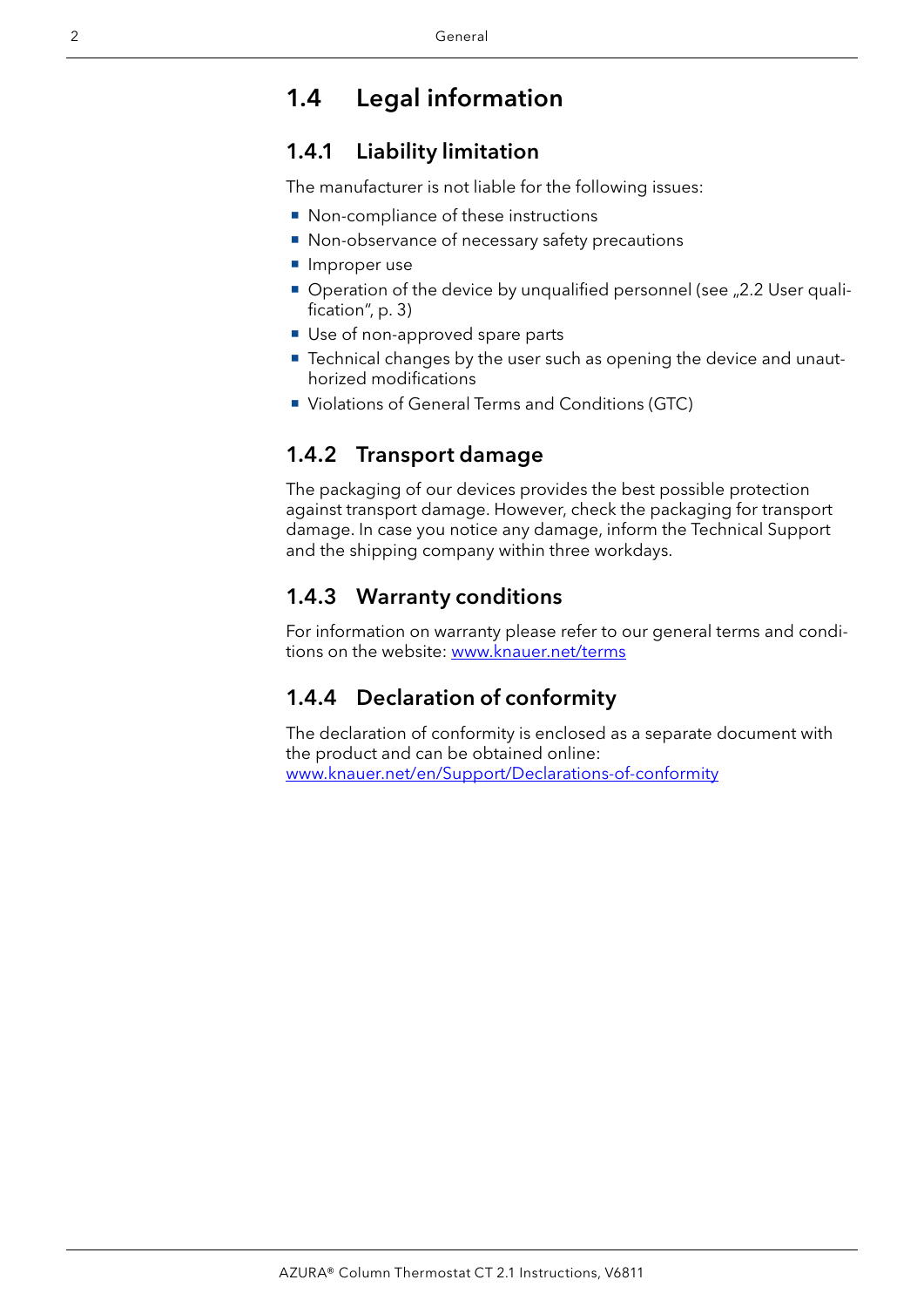## 1.4 Legal information

### 1.4.1 Liability limitation

The manufacturer is not liable for the following issues:

- Non-compliance of these instructions
- Non-observance of necessary safety precautions
- Improper use
- Operation of the device by unqualified personnel (see „2.2 User qualification", p. 3)
- Use of non-approved spare parts
- Technical changes by the user such as opening the device and unauthorized modifications
- Violations of General Terms and Conditions (GTC)

### 1.4.2 Transport damage

The packaging of our devices provides the best possible protection against transport damage. However, check the packaging for transport damage. In case you notice any damage, inform the Technical Support and the shipping company within three workdays.

### 1.4.3 Warranty conditions

For information on warranty please refer to our general terms and conditions on the website: [www.knauer.net/terms](http://www.knauer.net/terms)

### 1.4.4 Declaration of conformity

The declaration of conformity is enclosed as a separate document with the product and can be obtained online:
[www.knauer.net/en/Support/Declarations-of-conformity](http://www.knauer.net/en/Support/Declarations-of-conformity)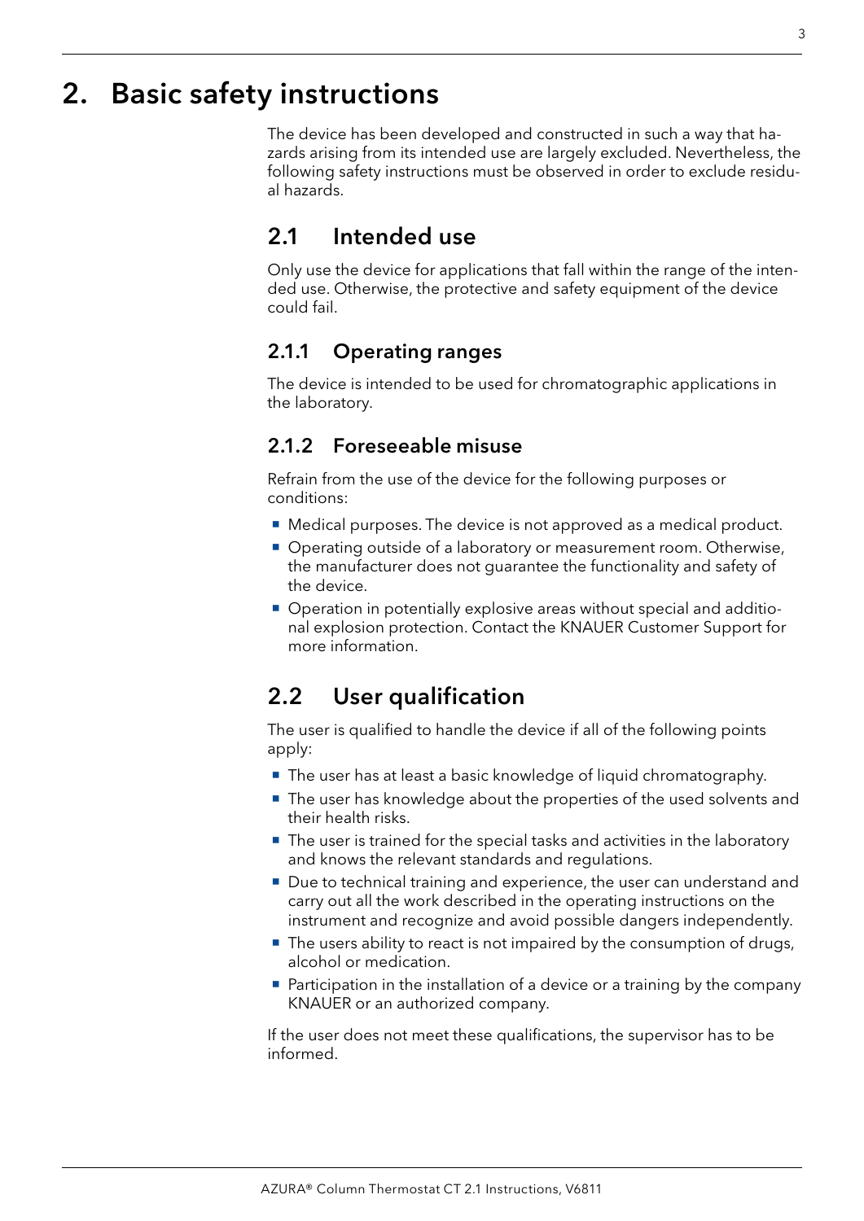# 2. Basic safety instructions

The device has been developed and constructed in such a way that hazards arising from its intended use are largely excluded. Nevertheless, the following safety instructions must be observed in order to exclude residual hazards.

## 2.1 Intended use

Only use the device for applications that fall within the range of the intended use. Otherwise, the protective and safety equipment of the device could fail.

### 2.1.1 Operating ranges

The device is intended to be used for chromatographic applications in the laboratory.

### 2.1.2 Foreseeable misuse

Refrain from the use of the device for the following purposes or conditions:

- Medical purposes. The device is not approved as a medical product.
- Operating outside of a laboratory or measurement room. Otherwise, the manufacturer does not guarantee the functionality and safety of the device.
- Operation in potentially explosive areas without special and additional explosion protection. Contact the KNAUER Customer Support for more information.

## 2.2 User qualification

The user is qualified to handle the device if all of the following points apply:

- The user has at least a basic knowledge of liquid chromatography.
- The user has knowledge about the properties of the used solvents and their health risks.
- The user is trained for the special tasks and activities in the laboratory and knows the relevant standards and regulations.
- Due to technical training and experience, the user can understand and carry out all the work described in the operating instructions on the instrument and recognize and avoid possible dangers independently.
- The users ability to react is not impaired by the consumption of drugs, alcohol or medication.
- Participation in the installation of a device or a training by the company KNAUER or an authorized company.

If the user does not meet these qualifications, the supervisor has to be informed.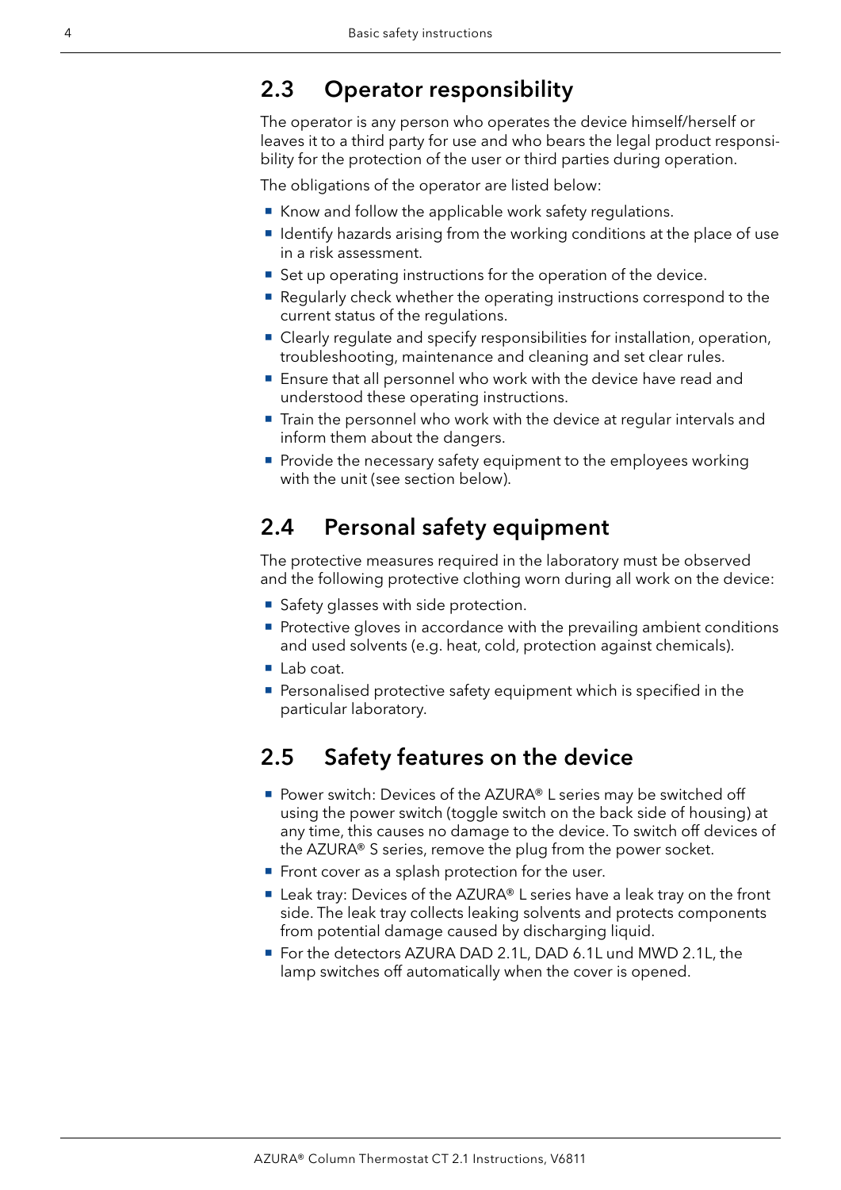## 2.3 Operator responsibility

The operator is any person who operates the device himself/herself or leaves it to a third party for use and who bears the legal product responsibility for the protection of the user or third parties during operation.

The obligations of the operator are listed below:

- Know and follow the applicable work safety regulations.
- Identify hazards arising from the working conditions at the place of use in a risk assessment.
- Set up operating instructions for the operation of the device.
- Regularly check whether the operating instructions correspond to the current status of the regulations.
- Clearly regulate and specify responsibilities for installation, operation, troubleshooting, maintenance and cleaning and set clear rules.
- Ensure that all personnel who work with the device have read and understood these operating instructions.
- Train the personnel who work with the device at regular intervals and inform them about the dangers.
- Provide the necessary safety equipment to the employees working with the unit (see section below).

## 2.4 Personal safety equipment

The protective measures required in the laboratory must be observed and the following protective clothing worn during all work on the device:

- Safety glasses with side protection.
- Protective gloves in accordance with the prevailing ambient conditions and used solvents (e.g. heat, cold, protection against chemicals).
- Lab coat.
- Personalised protective safety equipment which is specified in the particular laboratory.

## 2.5 Safety features on the device

- Power switch: Devices of the AZURA® L series may be switched off using the power switch (toggle switch on the back side of housing) at any time, this causes no damage to the device. To switch off devices of the AZURA® S series, remove the plug from the power socket.
- Front cover as a splash protection for the user.
- Leak tray: Devices of the AZURA® L series have a leak tray on the front side. The leak tray collects leaking solvents and protects components from potential damage caused by discharging liquid.
- For the detectors AZURA DAD 2.1L, DAD 6.1L und MWD 2.1L, the lamp switches off automatically when the cover is opened.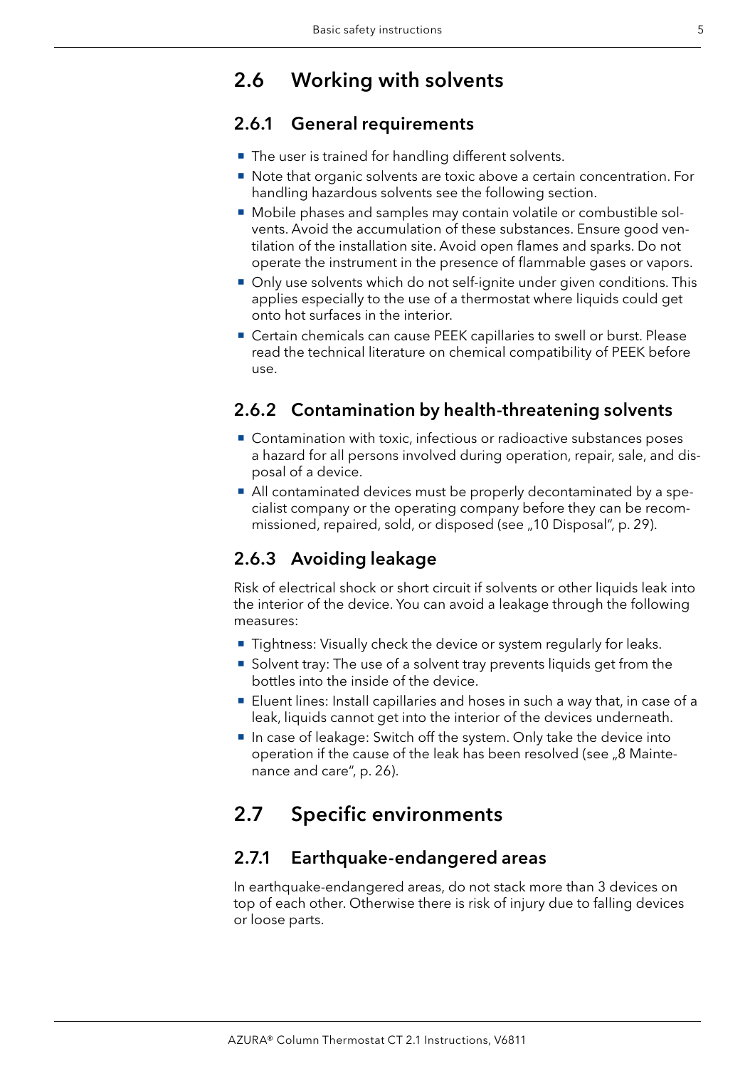## 2.6 Working with solvents

### 2.6.1 General requirements

- The user is trained for handling different solvents.
- Note that organic solvents are toxic above a certain concentration. For handling hazardous solvents see the following section.
- Mobile phases and samples may contain volatile or combustible solvents. Avoid the accumulation of these substances. Ensure good ventilation of the installation site. Avoid open flames and sparks. Do not operate the instrument in the presence of flammable gases or vapors.
- Only use solvents which do not self-ignite under given conditions. This applies especially to the use of a thermostat where liquids could get onto hot surfaces in the interior.
- Certain chemicals can cause PEEK capillaries to swell or burst. Please read the technical literature on chemical compatibility of PEEK before use.

### 2.6.2 Contamination by health-threatening solvents

- Contamination with toxic, infectious or radioactive substances poses a hazard for all persons involved during operation, repair, sale, and disposal of a device.
- All contaminated devices must be properly decontaminated by a specialist company or the operating company before they can be recommissioned, repaired, sold, or disposed (see „10 Disposal", p. 29).

### 2.6.3 Avoiding leakage

Risk of electrical shock or short circuit if solvents or other liquids leak into the interior of the device. You can avoid a leakage through the following measures:

- Tightness: Visually check the device or system regularly for leaks.
- Solvent tray: The use of a solvent tray prevents liquids get from the bottles into the inside of the device.
- Eluent lines: Install capillaries and hoses in such a way that, in case of a leak, liquids cannot get into the interior of the devices underneath.
- In case of leakage: Switch off the system. Only take the device into operation if the cause of the leak has been resolved (see „8 Maintenance and care", p. 26).

## 2.7 Specific environments

### 2.7.1 Earthquake-endangered areas

In earthquake-endangered areas, do not stack more than 3 devices on top of each other. Otherwise there is risk of injury due to falling devices or loose parts.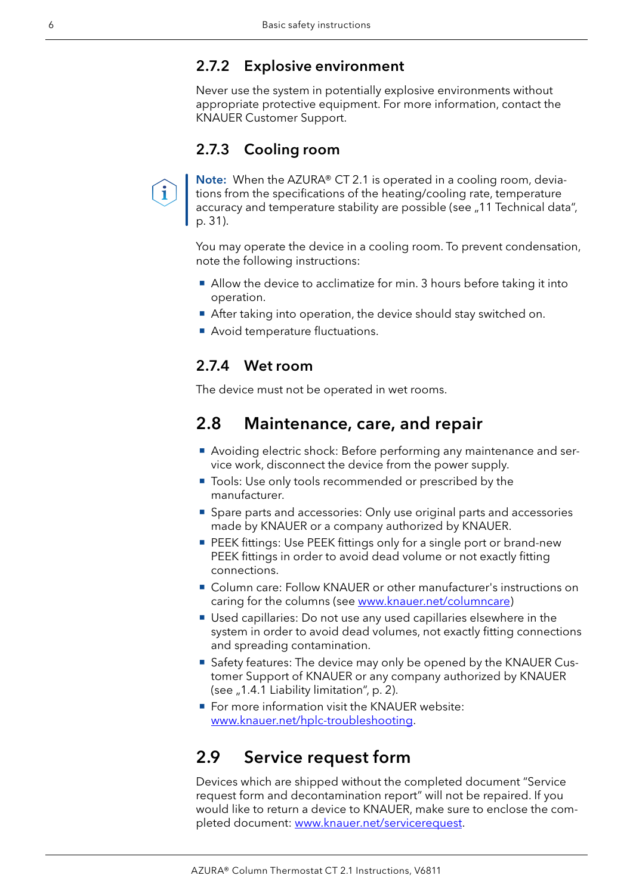### 2.7.2 Explosive environment

Never use the system in potentially explosive environments without appropriate protective equipment. For more information, contact the KNAUER Customer Support.

### 2.7.3 Cooling room

**Note:** When the AZURA® CT 2.1 is operated in a cooling room, deviations from the specifications of the heating/cooling rate, temperature accuracy and temperature stability are possible (see „11 Technical data“, p. 31).

You may operate the device in a cooling room. To prevent condensation, note the following instructions:

- Allow the device to acclimatize for min. 3 hours before taking it into operation.
- After taking into operation, the device should stay switched on.
- Avoid temperature fluctuations.

### 2.7.4 Wet room

The device must not be operated in wet rooms.

## 2.8 Maintenance, care, and repair

- Avoiding electric shock: Before performing any maintenance and service work, disconnect the device from the power supply.
- Tools: Use only tools recommended or prescribed by the manufacturer.
- Spare parts and accessories: Only use original parts and accessories made by KNAUER or a company authorized by KNAUER.
- PEEK fittings: Use PEEK fittings only for a single port or brand-new PEEK fittings in order to avoid dead volume or not exactly fitting connections.
- Column care: Follow KNAUER or other manufacturer's instructions on caring for the columns (see www.knauer.net/columncare)
- Used capillaries: Do not use any used capillaries elsewhere in the system in order to avoid dead volumes, not exactly fitting connections and spreading contamination.
- Safety features: The device may only be opened by the KNAUER Customer Support of KNAUER or any company authorized by KNAUER (see „1.4.1 Liability limitation“, p. 2).
- For more information visit the KNAUER website: www.knauer.net/hplc-troubleshooting.

## 2.9 Service request form

Devices which are shipped without the completed document “Service request form and decontamination report” will not be repaired. If you would like to return a device to KNAUER, make sure to enclose the completed document: www.knauer.net/servicerequest.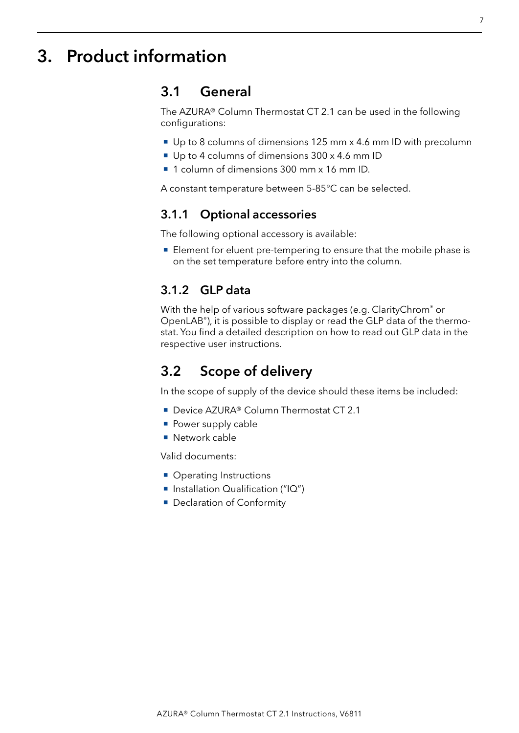# 3. Product information

## 3.1 General

The AZURA® Column Thermostat CT 2.1 can be used in the following configurations:

- Up to 8 columns of dimensions 125 mm x 4.6 mm ID with precolumn
- Up to 4 columns of dimensions 300 x 4.6 mm ID
- 1 column of dimensions 300 mm x 16 mm ID.

A constant temperature between 5-85°C can be selected.

### 3.1.1 Optional accessories

The following optional accessory is available:

- Element for eluent pre-tempering to ensure that the mobile phase is on the set temperature before entry into the column.

### 3.1.2 GLP data

With the help of various software packages (e.g. ClarityChrom® or OpenLAB®), it is possible to display or read the GLP data of the thermostat. You find a detailed description on how to read out GLP data in the respective user instructions.

## 3.2 Scope of delivery

In the scope of supply of the device should these items be included:

- Device AZURA® Column Thermostat CT 2.1
- Power supply cable
- Network cable

Valid documents:

- Operating Instructions
- Installation Qualification ("IQ")
- Declaration of Conformity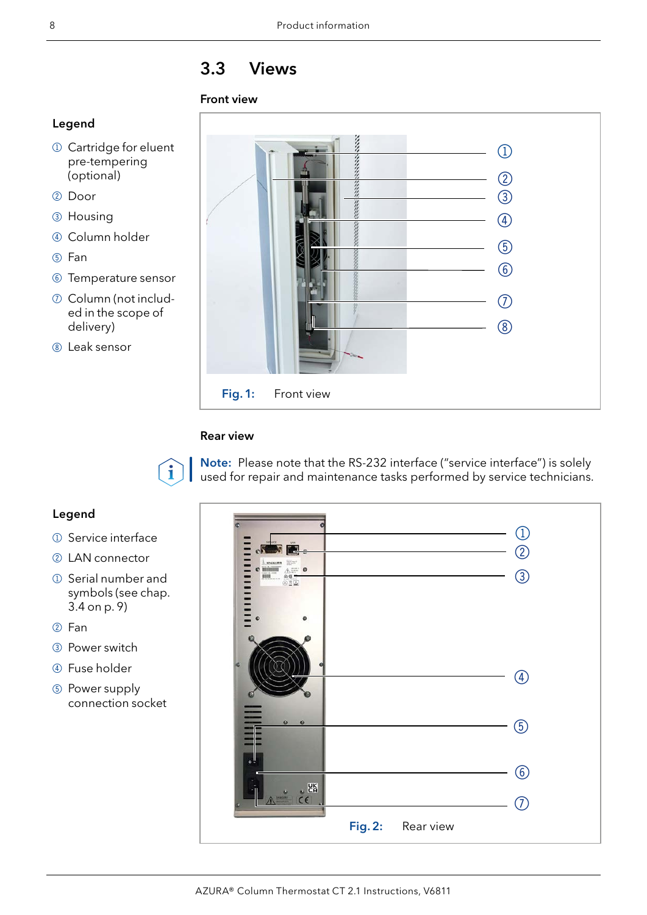## 3.3 Views

### Front view

**Legend**

① Cartridge for eluent pre-tempering (optional)
② Door
③ Housing
④ Column holder
⑤ Fan
⑥ Temperature sensor
⑦ Column (not included in the scope of delivery)
⑧ Leak sensor

**Fig. 1:** Front view

### Rear view

**Note:** Please note that the RS-232 interface ("service interface") is solely used for repair and maintenance tasks performed by service technicians.

**Legend**

① Service interface
② LAN connector
① Serial number and symbols (see chap. 3.4 on p. 9)
② Fan
③ Power switch
④ Fuse holder
⑤ Power supply connection socket

**Fig. 2:** Rear view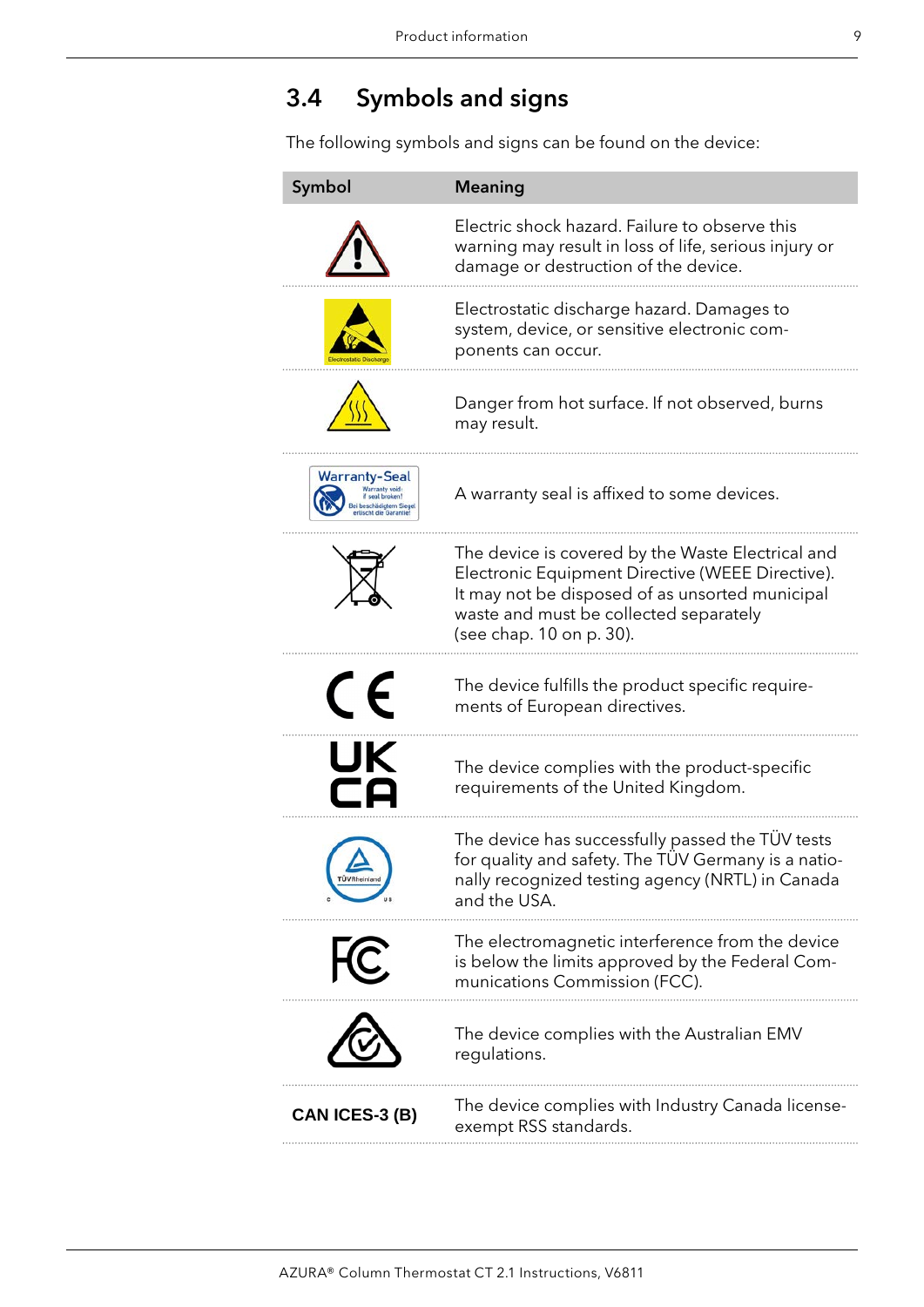## 3.4 Symbols and signs

The following symbols and signs can be found on the device:

| Symbol | Meaning |
|---|---|
| | Electric shock hazard. Failure to observe this warning may result in loss of life, serious injury or damage or destruction of the device. |
| Electrostatic Discharge | Electrostatic discharge hazard. Damages to system, device, or sensitive electronic components can occur. |
| | Danger from hot surface. If not observed, burns may result. |
| Warranty-Seal Warranty void if seal broken! Bei beschädigtem Siegel erlischt die Garantie! | A warranty seal is affixed to some devices. |
| | The device is covered by the Waste Electrical and Electronic Equipment Directive (WEEE Directive). It may not be disposed of as unsorted municipal waste and must be collected separately (see chap. 10 on p. 30). |
| CE | The device fulfills the product specific requirements of European directives. |
| UK CA | The device complies with the product-specific requirements of the United Kingdom. |
| TÜVRheinland C US | The device has successfully passed the TÜV tests for quality and safety. The TÜV Germany is a nationally recognized testing agency (NRTL) in Canada and the USA. |
| FC | The electromagnetic interference from the device is below the limits approved by the Federal Communications Commission (FCC). |
| | The device complies with the Australian EMV regulations. |
| **CAN ICES-3 (B)** | The device complies with Industry Canada license-exempt RSS standards. |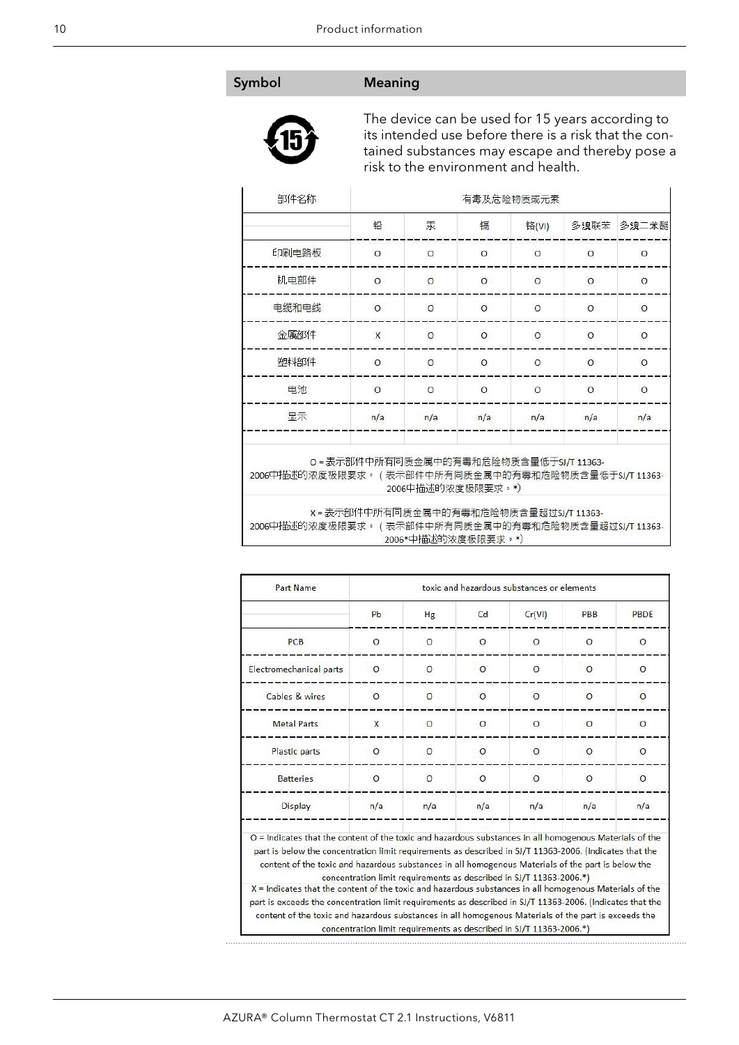| Symbol | Meaning |
|---|---|
| | The device can be used for 15 years according to its intended use before there is a risk that the contained substances may escape and thereby pose a risk to the environment and health. |

| 部件名称 | 有毒及危险物质或元素 | | | | | |
|---|---|---|---|---|---|---|
| | 铅 | 汞 | 镉 | 铬(VI) | 多溴联苯 | 多溴二苯醚 |
| 印刷电路板 | O | O | O | O | O | O |
| 机电部件 | O | O | O | O | O | O |
| 电缆和电线 | O | O | O | O | O | O |
| 金属部件 | X | O | O | O | O | O |
| 塑料部件 | O | O | O | O | O | O |
| 电池 | O | O | O | O | O | O |
| 显示 | n/a | n/a | n/a | n/a | n/a | n/a |

O = 表示部件中所有同质金属中的有毒和危险物质含量低于SJ/T 11363-2006中描述的浓度极限要求。（表示部件中所有同质金属中的有毒和危险物质含量低于SJ/T 11363-2006中描述的浓度极限要求。*）

X = 表示部件中所有同质金属中的有毒和危险物质含量超过SJ/T 11363-2006中描述的浓度极限要求。（表示部件中所有同质金属中的有毒和危险物质含量超过SJ/T 11363-2006*中描述的浓度极限要求。*）

| Part Name | toxic and hazardous substances or elements | | | | | |
|---|---|---|---|---|---|---|
| | Pb | Hg | Cd | Cr(VI) | PBB | PBDE |
| PCB | O | O | O | O | O | O |
| Electromechanical parts | O | O | O | O | O | O |
| Cables & wires | O | O | O | O | O | O |
| Metal Parts | X | O | O | O | O | O |
| Plastic parts | O | O | O | O | O | O |
| Batteries | O | O | O | O | O | O |
| Display | n/a | n/a | n/a | n/a | n/a | n/a |

O = Indicates that the content of the toxic and hazardous substances in all homogenous Materials of the part is below the concentration limit requirements as described in SJ/T 11363-2006. (Indicates that the content of the toxic and hazardous substances in all homogenous Materials of the part is below the concentration limit requirements as described in SJ/T 11363-2006.*)

X = Indicates that the content of the toxic and hazardous substances in all homogenous Materials of the part is exceeds the concentration limit requirements as described in SJ/T 11363-2006. (Indicates that the content of the toxic and hazardous substances in all homogenous Materials of the part is exceeds the concentration limit requirements as described in SJ/T 11363-2006.*)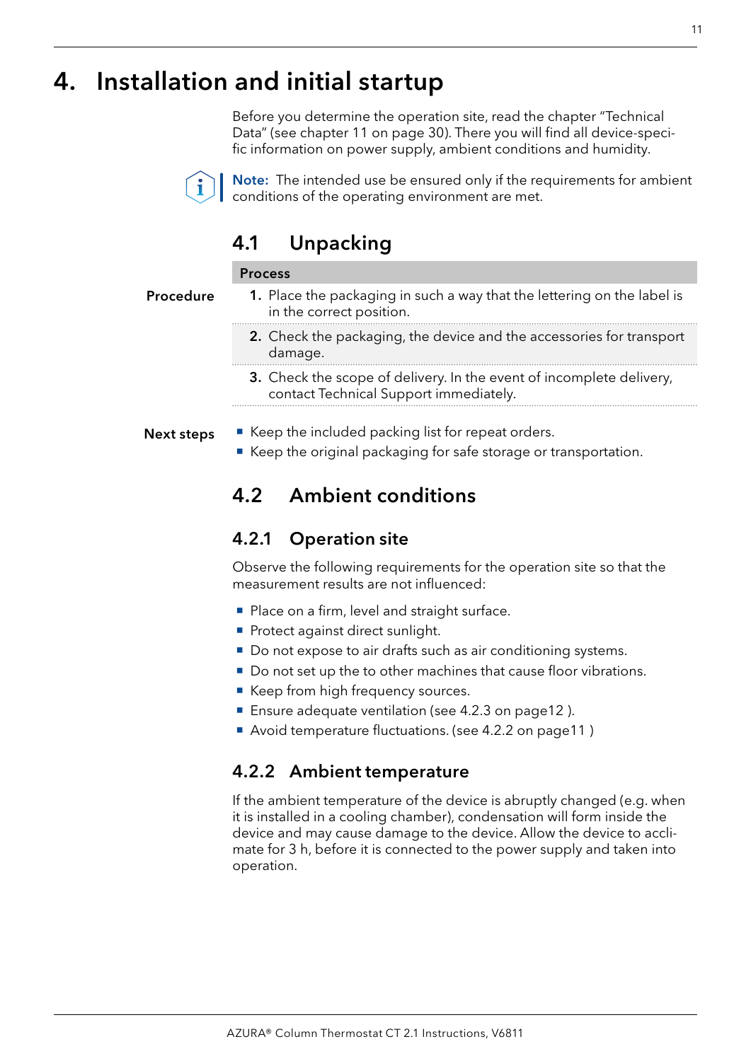# 4. Installation and initial startup

Before you determine the operation site, read the chapter "Technical Data" (see chapter 11 on page 30). There you will find all device-specific information on power supply, ambient conditions and humidity.

**Note:** The intended use be ensured only if the requirements for ambient conditions of the operating environment are met.

## 4.1 Unpacking

**Procedure**

| Process |
| --- |
| **1.** Place the packaging in such a way that the lettering on the label is in the correct position. |
| **2.** Check the packaging, the device and the accessories for transport damage. |
| **3.** Check the scope of delivery. In the event of incomplete delivery, contact Technical Support immediately. |

**Next steps**

- Keep the included packing list for repeat orders.
- Keep the original packaging for safe storage or transportation.

## 4.2 Ambient conditions

### 4.2.1 Operation site

Observe the following requirements for the operation site so that the measurement results are not influenced:

- Place on a firm, level and straight surface.
- Protect against direct sunlight.
- Do not expose to air drafts such as air conditioning systems.
- Do not set up the to other machines that cause floor vibrations.
- Keep from high frequency sources.
- Ensure adequate ventilation (see 4.2.3 on page12 ).
- Avoid temperature fluctuations. (see 4.2.2 on page11 )

### 4.2.2 Ambient temperature

If the ambient temperature of the device is abruptly changed (e.g. when it is installed in a cooling chamber), condensation will form inside the device and may cause damage to the device. Allow the device to acclimate for 3 h, before it is connected to the power supply and taken into operation.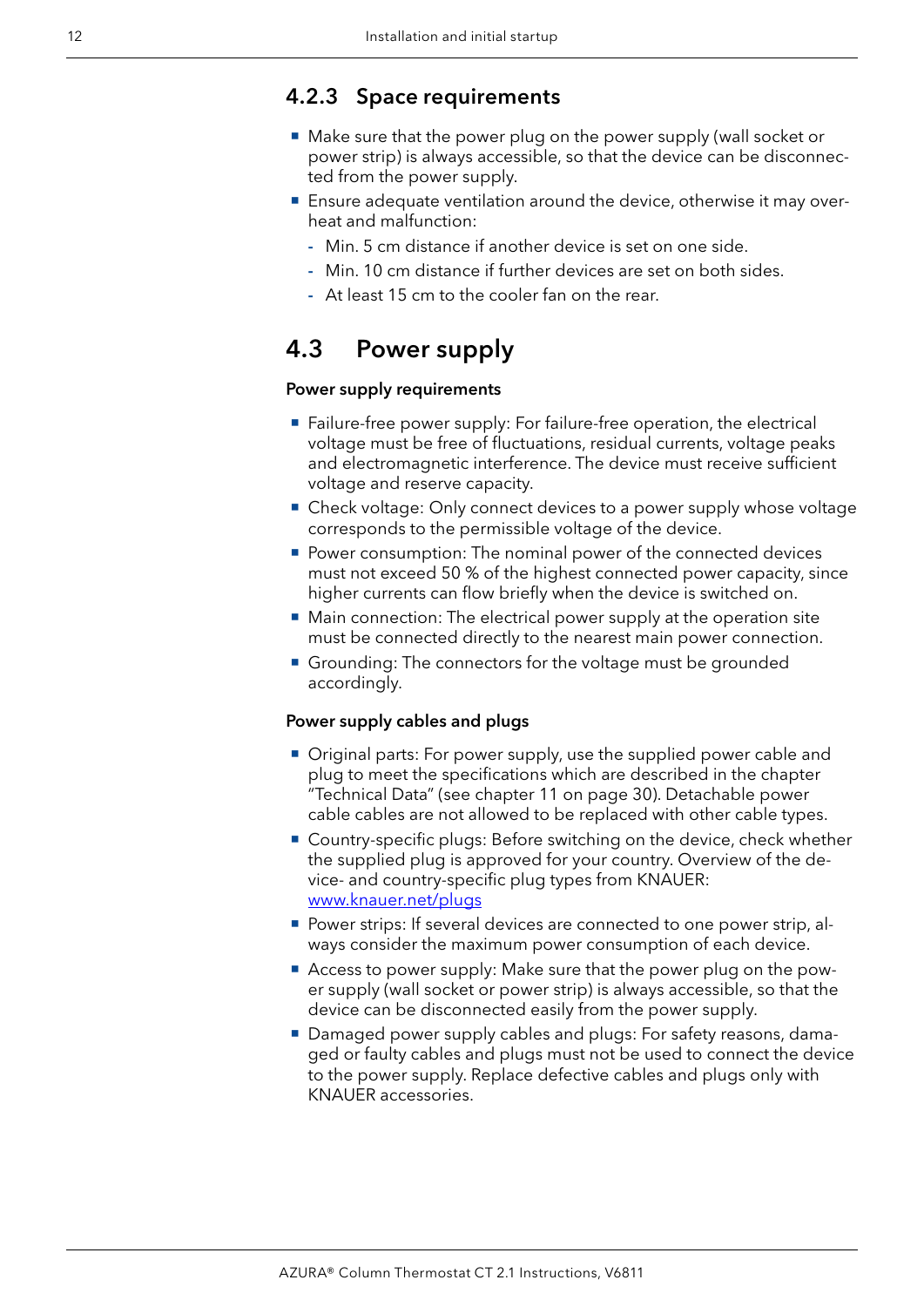### 4.2.3 Space requirements

- Make sure that the power plug on the power supply (wall socket or power strip) is always accessible, so that the device can be disconnected from the power supply.
- Ensure adequate ventilation around the device, otherwise it may overheat and malfunction:
  - Min. 5 cm distance if another device is set on one side.
  - Min. 10 cm distance if further devices are set on both sides.
  - At least 15 cm to the cooler fan on the rear.

## 4.3 Power supply

**Power supply requirements**

- Failure-free power supply: For failure-free operation, the electrical voltage must be free of fluctuations, residual currents, voltage peaks and electromagnetic interference. The device must receive sufficient voltage and reserve capacity.
- Check voltage: Only connect devices to a power supply whose voltage corresponds to the permissible voltage of the device.
- Power consumption: The nominal power of the connected devices must not exceed 50 % of the highest connected power capacity, since higher currents can flow briefly when the device is switched on.
- Main connection: The electrical power supply at the operation site must be connected directly to the nearest main power connection.
- Grounding: The connectors for the voltage must be grounded accordingly.

**Power supply cables and plugs**

- Original parts: For power supply, use the supplied power cable and plug to meet the specifications which are described in the chapter "Technical Data" (see chapter 11 on page 30). Detachable power cable cables are not allowed to be replaced with other cable types.
- Country-specific plugs: Before switching on the device, check whether the supplied plug is approved for your country. Overview of the device- and country-specific plug types from KNAUER: [www.knauer.net/plugs](www.knauer.net/plugs)
- Power strips: If several devices are connected to one power strip, always consider the maximum power consumption of each device.
- Access to power supply: Make sure that the power plug on the power supply (wall socket or power strip) is always accessible, so that the device can be disconnected easily from the power supply.
- Damaged power supply cables and plugs: For safety reasons, damaged or faulty cables and plugs must not be used to connect the device to the power supply. Replace defective cables and plugs only with KNAUER accessories.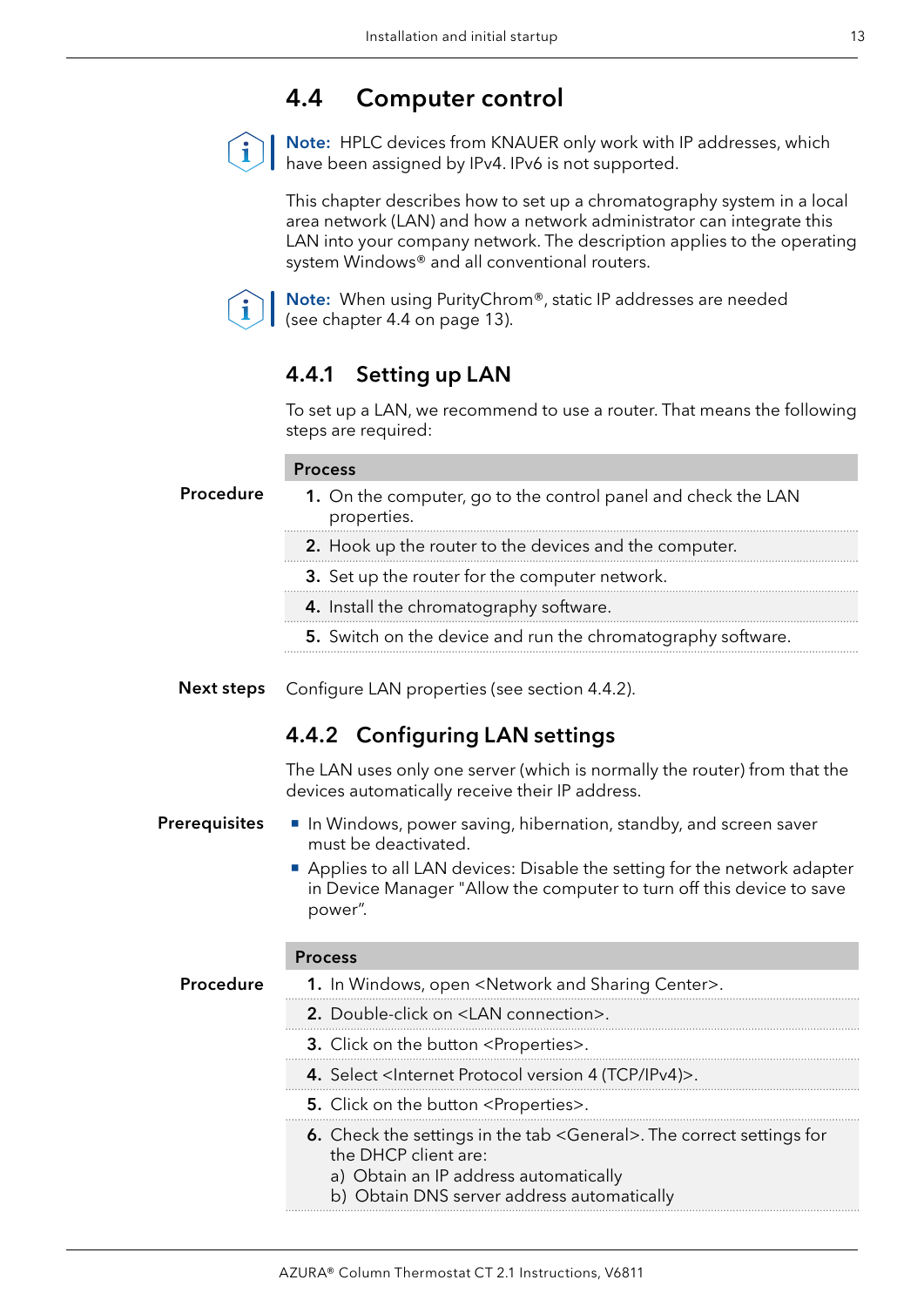## 4.4 Computer control

**Note:** HPLC devices from KNAUER only work with IP addresses, which have been assigned by IPv4. IPv6 is not supported.

This chapter describes how to set up a chromatography system in a local area network (LAN) and how a network administrator can integrate this LAN into your company network. The description applies to the operating system Windows® and all conventional routers.

**Note:** When using PurityChrom®, static IP addresses are needed (see chapter 4.4 on page 13).

### 4.4.1 Setting up LAN

To set up a LAN, we recommend to use a router. That means the following steps are required:

**Procedure**

| Process |
|---|
| 1. On the computer, go to the control panel and check the LAN properties. |
| 2. Hook up the router to the devices and the computer. |
| 3. Set up the router for the computer network. |
| 4. Install the chromatography software. |
| 5. Switch on the device and run the chromatography software. |

**Next steps** Configure LAN properties (see section 4.4.2).

### 4.4.2 Configuring LAN settings

The LAN uses only one server (which is normally the router) from that the devices automatically receive their IP address.

**Prerequisites**

- In Windows, power saving, hibernation, standby, and screen saver must be deactivated.
- Applies to all LAN devices: Disable the setting for the network adapter in Device Manager "Allow the computer to turn off this device to save power".

**Procedure**

| Process |
|---|
| 1. In Windows, open <Network and Sharing Center>. |
| 2. Double-click on <LAN connection>. |
| 3. Click on the button <Properties>. |
| 4. Select <Internet Protocol version 4 (TCP/IPv4)>. |
| 5. Click on the button <Properties>. |
| 6. Check the settings in the tab <General>. The correct settings for the DHCP client are:<br>a) Obtain an IP address automatically<br>b) Obtain DNS server address automatically |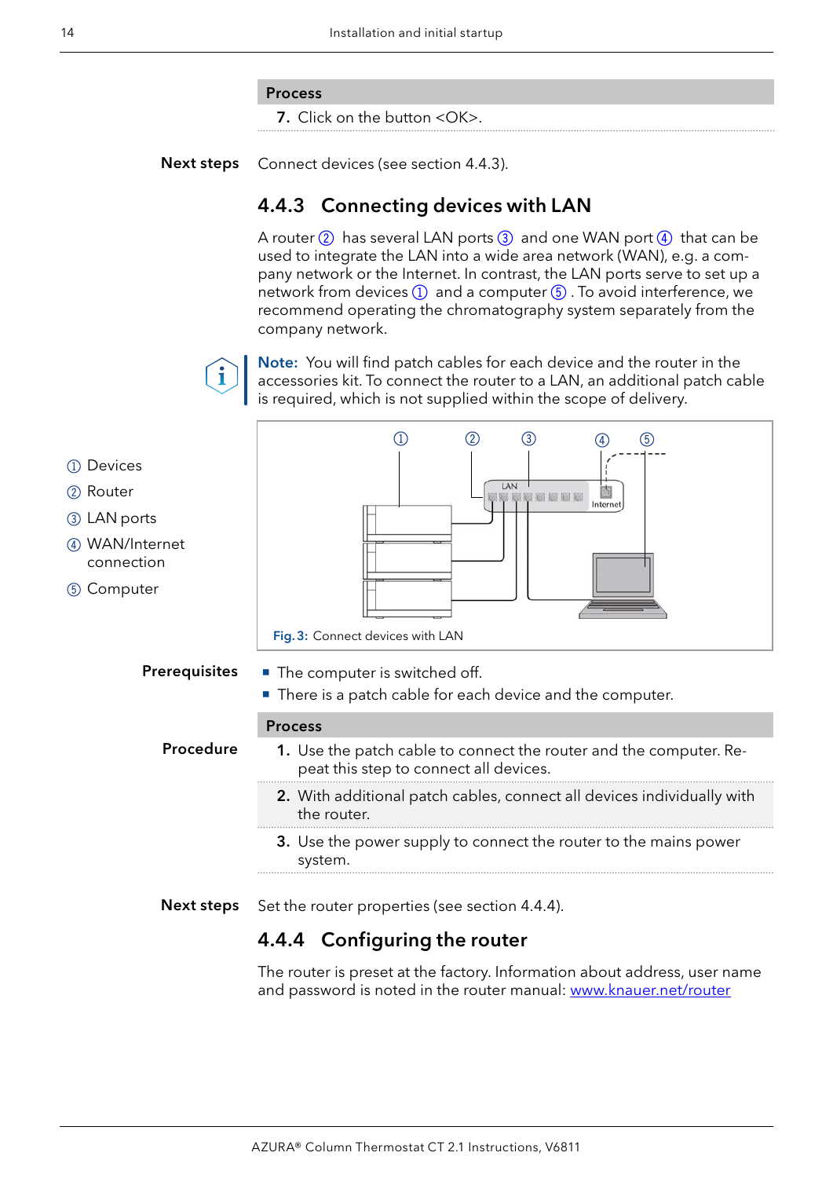**Process**

7. Click on the button <OK>.

**Next steps** Connect devices (see section 4.4.3).

### 4.4.3 Connecting devices with LAN

A router ② has several LAN ports ③ and one WAN port ④ that can be used to integrate the LAN into a wide area network (WAN), e.g. a company network or the Internet. In contrast, the LAN ports serve to set up a network from devices ① and a computer ⑤. To avoid interference, we recommend operating the chromatography system separately from the company network.

**Note:** You will find patch cables for each device and the router in the accessories kit. To connect the router to a LAN, an additional patch cable is required, which is not supplied within the scope of delivery.

① Devices
② Router
③ LAN ports
④ WAN/Internet connection
⑤ Computer

**Fig. 3:** Connect devices with LAN

**Prerequisites**

- The computer is switched off.
- There is a patch cable for each device and the computer.

**Procedure**

**Process**

1. Use the patch cable to connect the router and the computer. Repeat this step to connect all devices.
2. With additional patch cables, connect all devices individually with the router.
3. Use the power supply to connect the router to the mains power system.

**Next steps** Set the router properties (see section 4.4.4).

### 4.4.4 Configuring the router

The router is preset at the factory. Information about address, user name and password is noted in the router manual: www.knauer.net/router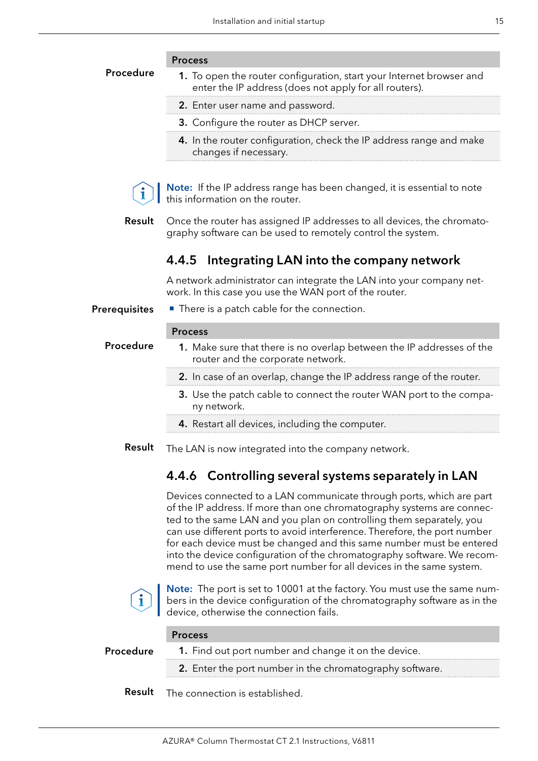**Procedure**

**Process**

1. To open the router configuration, start your Internet browser and enter the IP address (does not apply for all routers).
2. Enter user name and password.
3. Configure the router as DHCP server.
4. In the router configuration, check the IP address range and make changes if necessary.

**Note:** If the IP address range has been changed, it is essential to note this information on the router.

**Result** Once the router has assigned IP addresses to all devices, the chromatography software can be used to remotely control the system.

### 4.4.5 Integrating LAN into the company network

A network administrator can integrate the LAN into your company network. In this case you use the WAN port of the router.

**Prerequisites**

- There is a patch cable for the connection.

**Procedure**

**Process**

1. Make sure that there is no overlap between the IP addresses of the router and the corporate network.
2. In case of an overlap, change the IP address range of the router.
3. Use the patch cable to connect the router WAN port to the company network.
4. Restart all devices, including the computer.

**Result** The LAN is now integrated into the company network.

### 4.4.6 Controlling several systems separately in LAN

Devices connected to a LAN communicate through ports, which are part of the IP address. If more than one chromatography systems are connected to the same LAN and you plan on controlling them separately, you can use different ports to avoid interference. Therefore, the port number for each device must be changed and this same number must be entered into the device configuration of the chromatography software. We recommend to use the same port number for all devices in the same system.

**Note:** The port is set to 10001 at the factory. You must use the same numbers in the device configuration of the chromatography software as in the device, otherwise the connection fails.

**Procedure**

**Process**

1. Find out port number and change it on the device.
2. Enter the port number in the chromatography software.

**Result** The connection is established.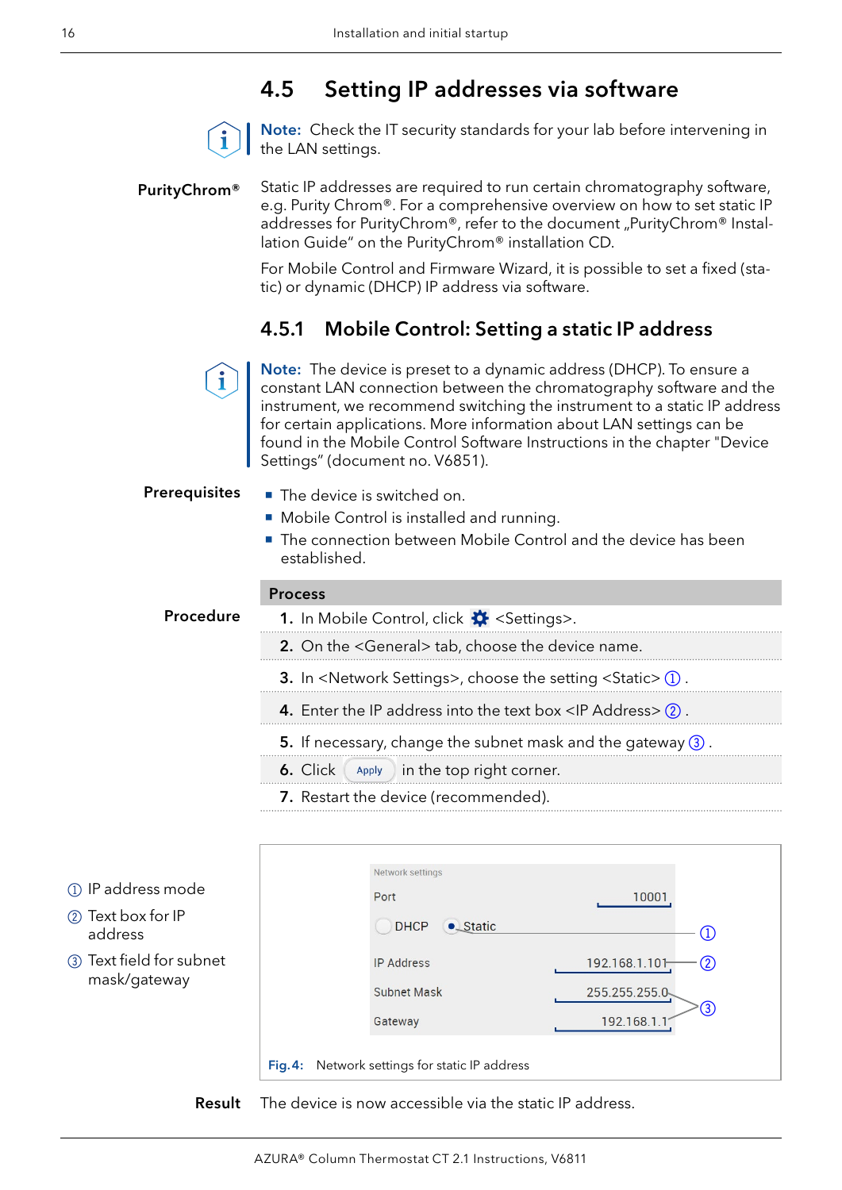## 4.5 Setting IP addresses via software

**Note:** Check the IT security standards for your lab before intervening in the LAN settings.

**PurityChrom®**

Static IP addresses are required to run certain chromatography software, e.g. Purity Chrom®. For a comprehensive overview on how to set static IP addresses for PurityChrom®, refer to the document „PurityChrom® Installation Guide" on the PurityChrom® installation CD.

For Mobile Control and Firmware Wizard, it is possible to set a fixed (static) or dynamic (DHCP) IP address via software.

### 4.5.1 Mobile Control: Setting a static IP address

**Note:** The device is preset to a dynamic address (DHCP). To ensure a constant LAN connection between the chromatography software and the instrument, we recommend switching the instrument to a static IP address for certain applications. More information about LAN settings can be found in the Mobile Control Software Instructions in the chapter "Device Settings" (document no. V6851).

**Prerequisites**

- The device is switched on.
- Mobile Control is installed and running.
- The connection between Mobile Control and the device has been established.

**Procedure**

| Process |
|---|
| 1. In Mobile Control, click <Settings>. |
| 2. On the <General> tab, choose the device name. |
| 3. In <Network Settings>, choose the setting <Static> ①. |
| 4. Enter the IP address into the text box <IP Address> ②. |
| 5. If necessary, change the subnet mask and the gateway ③. |
| 6. Click Apply in the top right corner. |
| 7. Restart the device (recommended). |

① IP address mode

② Text box for IP address

③ Text field for subnet mask/gateway

Network settings
Port 10001
DHCP Static ①
IP Address 192.168.1.101 ②
Subnet Mask 255.255.255.0 ③
Gateway 192.168.1.1

Fig. 4: Network settings for static IP address

**Result** The device is now accessible via the static IP address.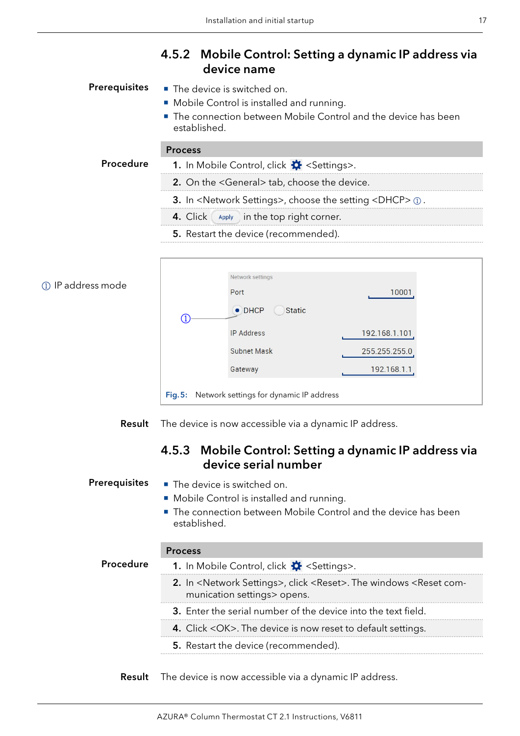### 4.5.2 Mobile Control: Setting a dynamic IP address via device name

**Prerequisites**

- The device is switched on.
- Mobile Control is installed and running.
- The connection between Mobile Control and the device has been established.

**Procedure**

| Process |
|---|
| 1. In Mobile Control, click <Settings>. |
| 2. On the <General> tab, choose the device. |
| 3. In <Network Settings>, choose the setting <DHCP> ①. |
| 4. Click Apply in the top right corner. |
| 5. Restart the device (recommended). |

① IP address mode

Network settings

Port 10001

DHCP  Static

IP Address 192.168.1.101

Subnet Mask 255.255.255.0

Gateway 192.168.1.1

Fig. 5: Network settings for dynamic IP address

**Result** The device is now accessible via a dynamic IP address.

### 4.5.3 Mobile Control: Setting a dynamic IP address via device serial number

**Prerequisites**

- The device is switched on.
- Mobile Control is installed and running.
- The connection between Mobile Control and the device has been established.

**Procedure**

| Process |
|---|
| 1. In Mobile Control, click <Settings>. |
| 2. In <Network Settings>, click <Reset>. The windows <Reset communication settings> opens. |
| 3. Enter the serial number of the device into the text field. |
| 4. Click <OK>. The device is now reset to default settings. |
| 5. Restart the device (recommended). |

**Result** The device is now accessible via a dynamic IP address.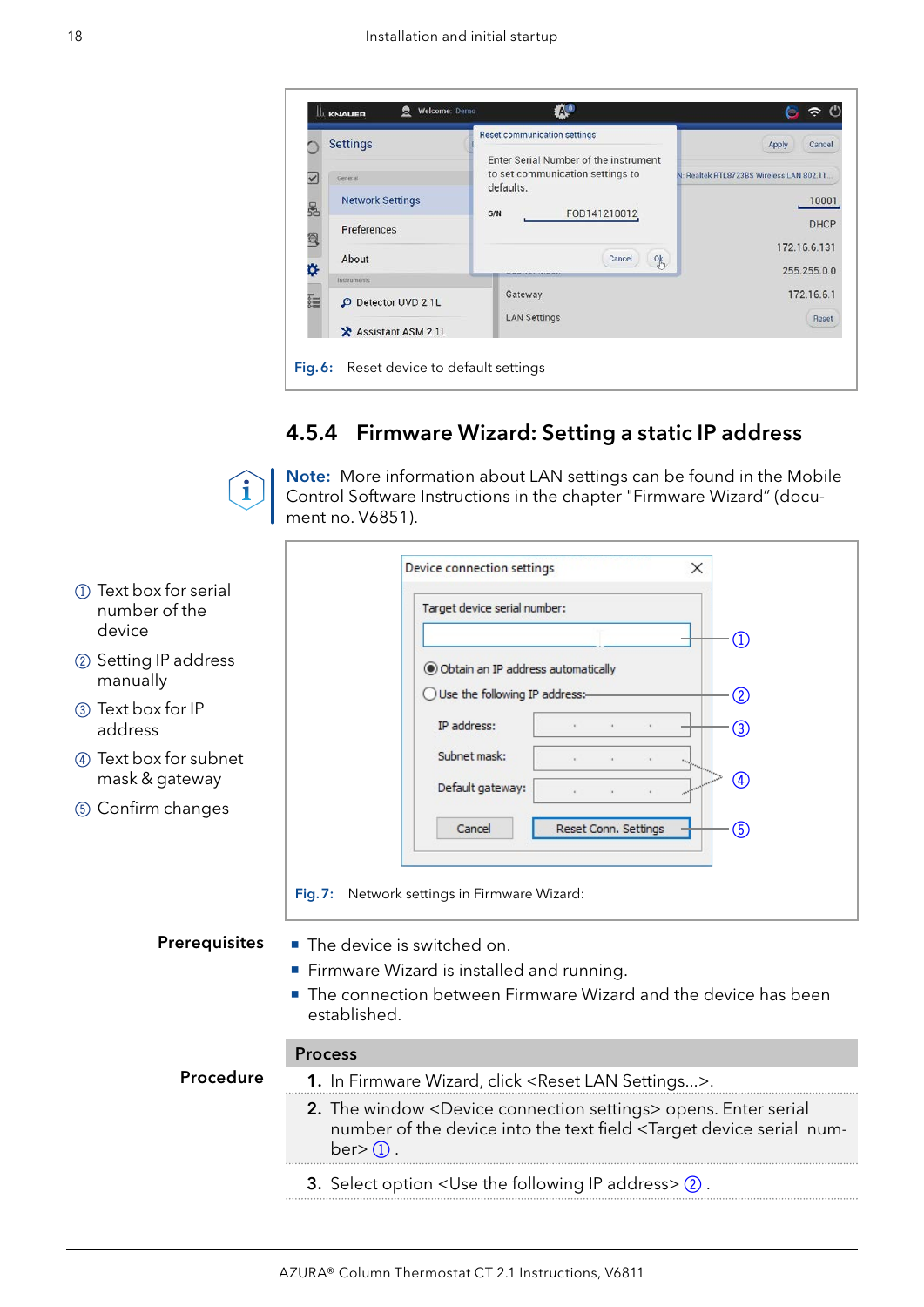Fig. 6: Reset device to default settings

### 4.5.4 Firmware Wizard: Setting a static IP address

**Note:** More information about LAN settings can be found in the Mobile Control Software Instructions in the chapter "Firmware Wizard" (document no. V6851).

① Text box for serial number of the device

② Setting IP address manually

③ Text box for IP address

④ Text box for subnet mask & gateway

⑤ Confirm changes

Fig. 7: Network settings in Firmware Wizard:

**Prerequisites**

- The device is switched on.
- Firmware Wizard is installed and running.
- The connection between Firmware Wizard and the device has been established.

**Procedure**

| Process |
|---|
| 1. In Firmware Wizard, click <Reset LAN Settings...>. |
| 2. The window <Device connection settings> opens. Enter serial number of the device into the text field <Target device serial number> ① . |
| 3. Select option <Use the following IP address> ② . |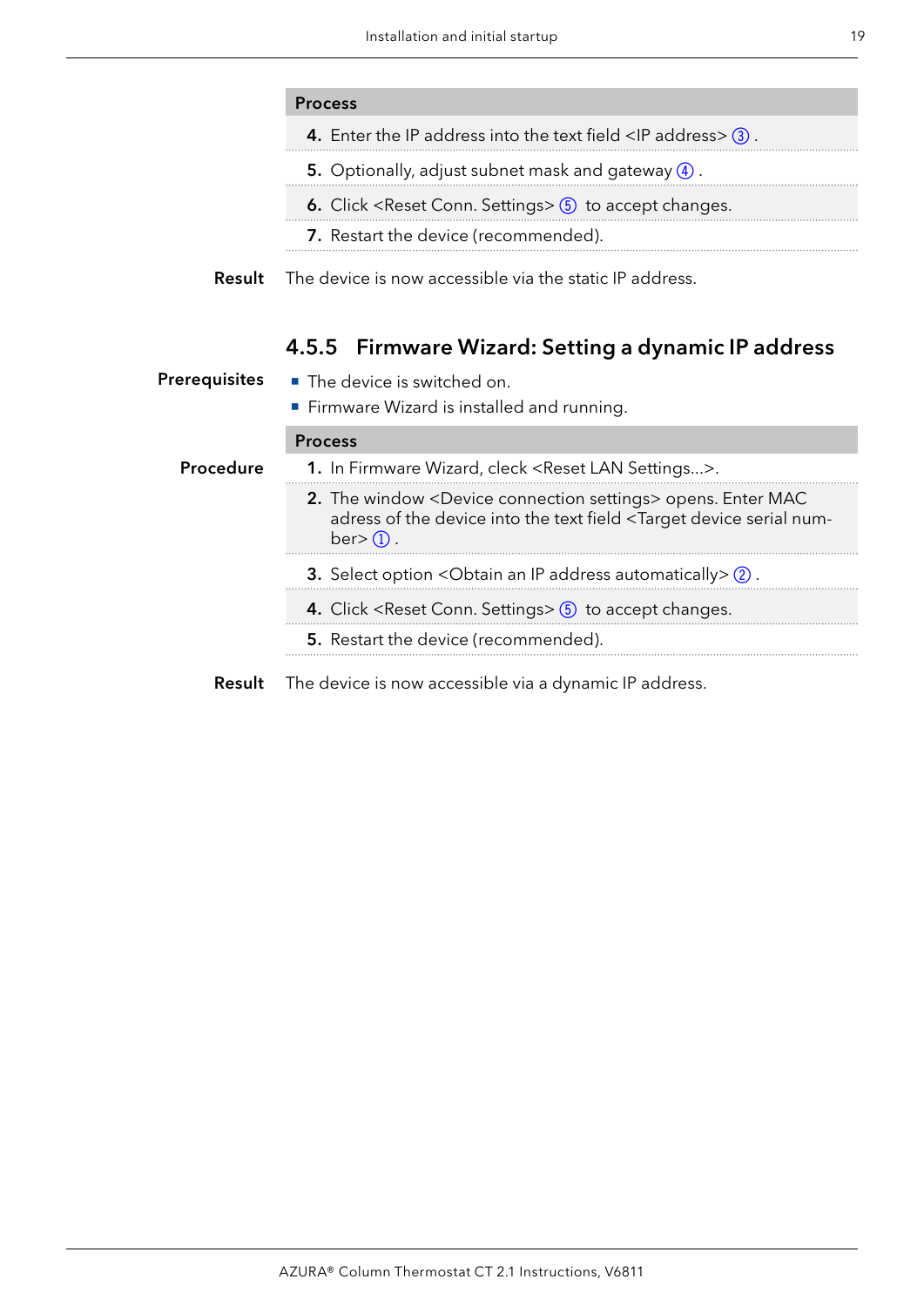| Process |
| --- |
| **4.** Enter the IP address into the text field <IP address> ③ . |
| **5.** Optionally, adjust subnet mask and gateway ④ . |
| **6.** Click <Reset Conn. Settings> ⑤ to accept changes. |
| **7.** Restart the device (recommended). |

**Result** The device is now accessible via the static IP address.

### 4.5.5 Firmware Wizard: Setting a dynamic IP address

**Prerequisites**

- The device is switched on.
- Firmware Wizard is installed and running.

**Procedure**

| Process |
| --- |
| **1.** In Firmware Wizard, cleck <Reset LAN Settings...>. |
| **2.** The window <Device connection settings> opens. Enter MAC adress of the device into the text field <Target device serial number> ① . |
| **3.** Select option <Obtain an IP address automatically> ② . |
| **4.** Click <Reset Conn. Settings> ⑤ to accept changes. |
| **5.** Restart the device (recommended). |

**Result** The device is now accessible via a dynamic IP address.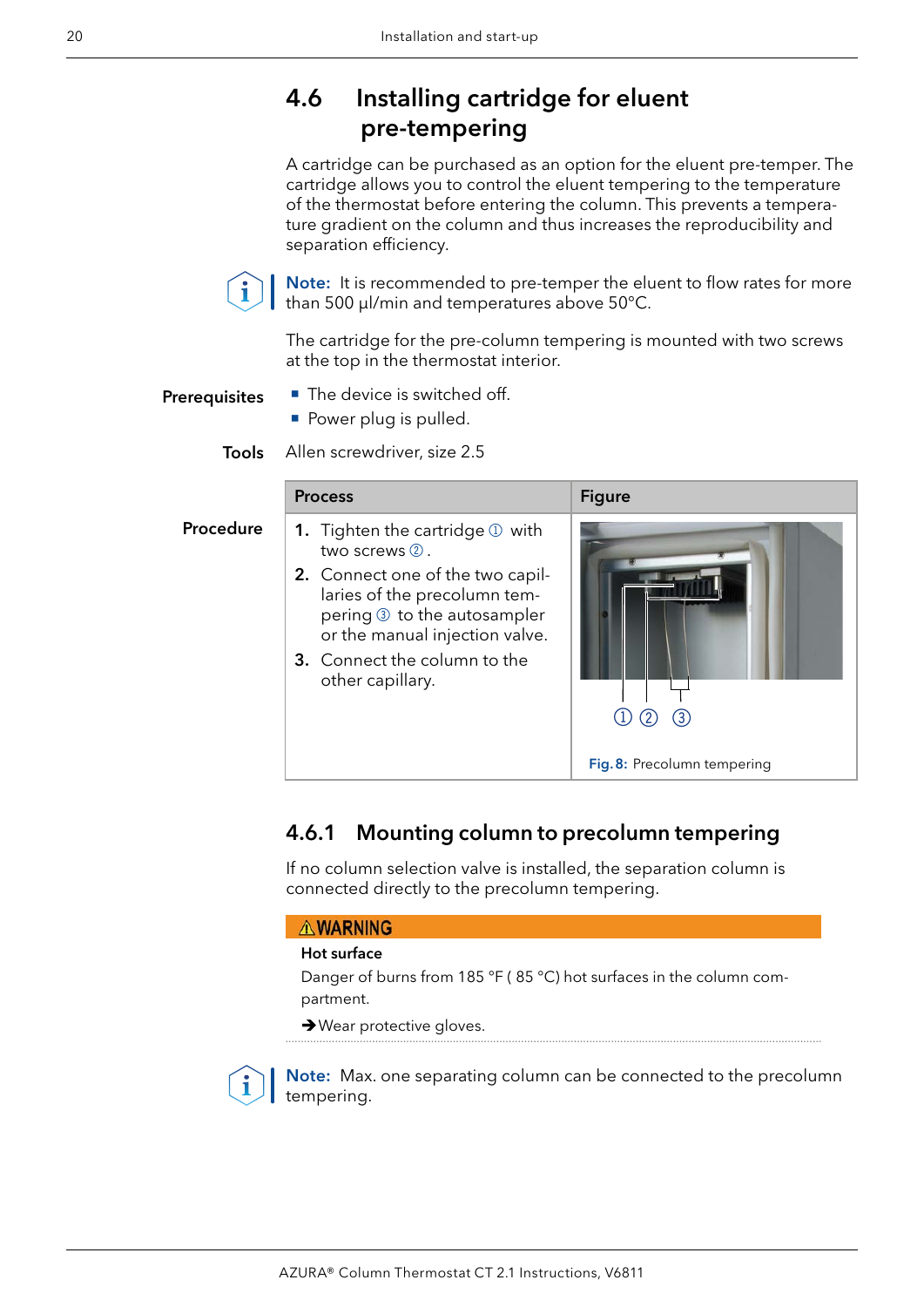## 4.6 Installing cartridge for eluent pre-tempering

A cartridge can be purchased as an option for the eluent pre-temper. The cartridge allows you to control the eluent tempering to the temperature of the thermostat before entering the column. This prevents a temperature gradient on the column and thus increases the reproducibility and separation efficiency.

**Note:** It is recommended to pre-temper the eluent to flow rates for more than 500 µl/min and temperatures above 50°C.

The cartridge for the pre-column tempering is mounted with two screws at the top in the thermostat interior.

**Prerequisites**

- The device is switched off.
- Power plug is pulled.

**Tools** Allen screwdriver, size 2.5

**Procedure**

| Process | Figure |
|---|---|
| 1. Tighten the cartridge ① with two screws ② . 2. Connect one of the two capillaries of the precolumn tempering ③ to the autosampler or the manual injection valve. 3. Connect the column to the other capillary. | ① ② ③ Fig. 8: Precolumn tempering |

### 4.6.1 Mounting column to precolumn tempering

If no column selection valve is installed, the separation column is connected directly to the precolumn tempering.

**⚠WARNING**

**Hot surface**

Danger of burns from 185 °F ( 85 °C) hot surfaces in the column compartment.

➔Wear protective gloves.

**Note:** Max. one separating column can be connected to the precolumn tempering.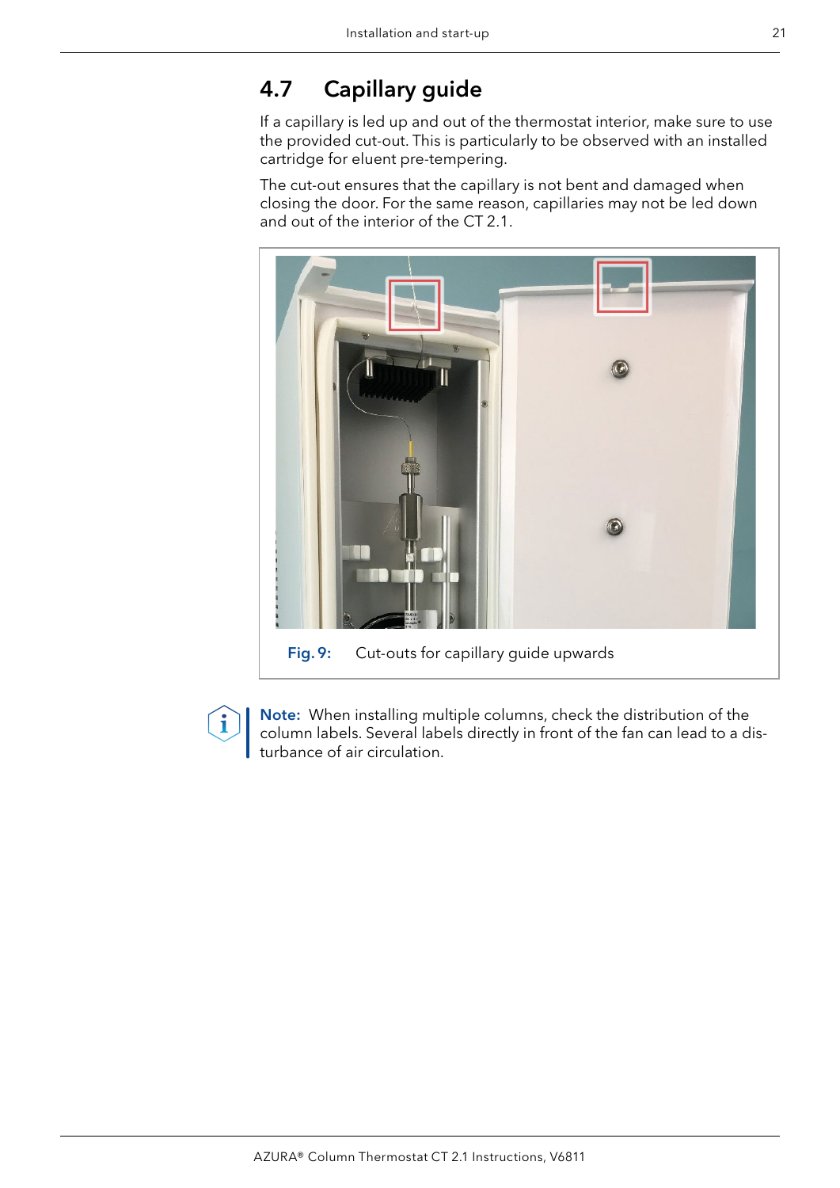## 4.7 Capillary guide

If a capillary is led up and out of the thermostat interior, make sure to use the provided cut-out. This is particularly to be observed with an installed cartridge for eluent pre-tempering.

The cut-out ensures that the capillary is not bent and damaged when closing the door. For the same reason, capillaries may not be led down and out of the interior of the CT 2.1.

**Fig. 9:** Cut-outs for capillary guide upwards

**Note:** When installing multiple columns, check the distribution of the column labels. Several labels directly in front of the fan can lead to a disturbance of air circulation.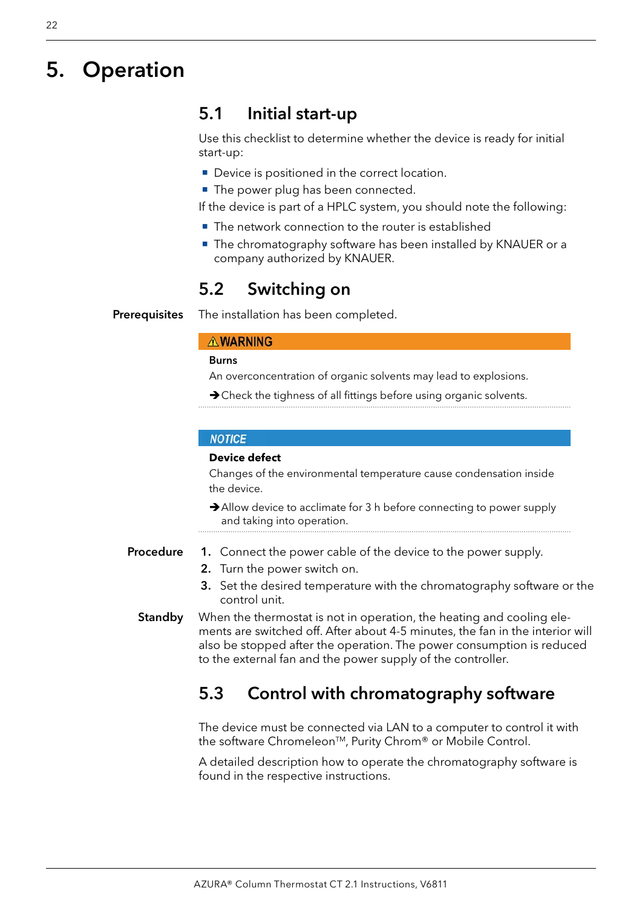# 5. Operation

## 5.1 Initial start-up

Use this checklist to determine whether the device is ready for initial start-up:

- Device is positioned in the correct location.
- The power plug has been connected.

If the device is part of a HPLC system, you should note the following:

- The network connection to the router is established
- The chromatography software has been installed by KNAUER or a company authorized by KNAUER.

## 5.2 Switching on

**Prerequisites** The installation has been completed.

> ⚠**WARNING**
>
> **Burns**
>
> An overconcentration of organic solvents may lead to explosions.
>
> → Check the tighness of all fittings before using organic solvents.

> ***NOTICE***
>
> **Device defect**
>
> Changes of the environmental temperature cause condensation inside the device.
>
> → Allow device to acclimate for 3 h before connecting to power supply and taking into operation.

**Procedure**

1. Connect the power cable of the device to the power supply.
2. Turn the power switch on.
3. Set the desired temperature with the chromatography software or the control unit.

**Standby** When the thermostat is not in operation, the heating and cooling elements are switched off. After about 4-5 minutes, the fan in the interior will also be stopped after the operation. The power consumption is reduced to the external fan and the power supply of the controller.

## 5.3 Control with chromatography software

The device must be connected via LAN to a computer to control it with the software Chromeleon™, Purity Chrom® or Mobile Control.

A detailed description how to operate the chromatography software is found in the respective instructions.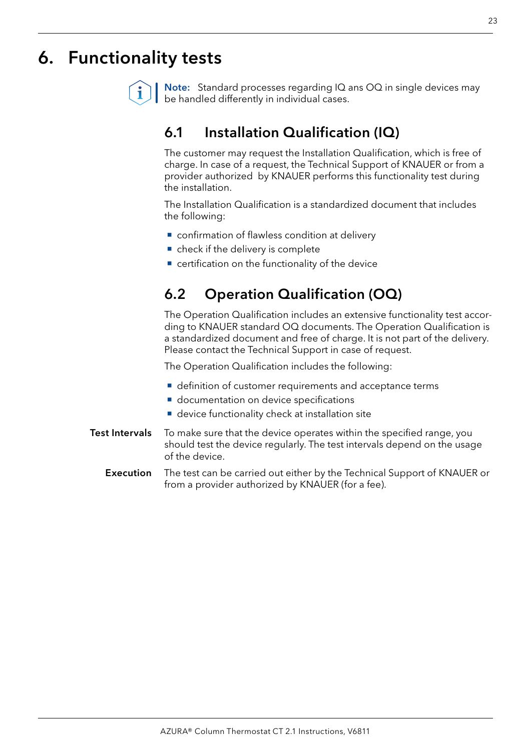# 6. Functionality tests

**Note:** Standard processes regarding IQ ans OQ in single devices may be handled differently in individual cases.

## 6.1 Installation Qualification (IQ)

The customer may request the Installation Qualification, which is free of charge. In case of a request, the Technical Support of KNAUER or from a provider authorized by KNAUER performs this functionality test during the installation.

The Installation Qualification is a standardized document that includes the following:

- confirmation of flawless condition at delivery
- check if the delivery is complete
- certification on the functionality of the device

## 6.2 Operation Qualification (OQ)

The Operation Qualification includes an extensive functionality test according to KNAUER standard OQ documents. The Operation Qualification is a standardized document and free of charge. It is not part of the delivery. Please contact the Technical Support in case of request.

The Operation Qualification includes the following:

- definition of customer requirements and acceptance terms
- documentation on device specifications
- device functionality check at installation site

**Test Intervals** To make sure that the device operates within the specified range, you should test the device regularly. The test intervals depend on the usage of the device.

**Execution** The test can be carried out either by the Technical Support of KNAUER or from a provider authorized by KNAUER (for a fee).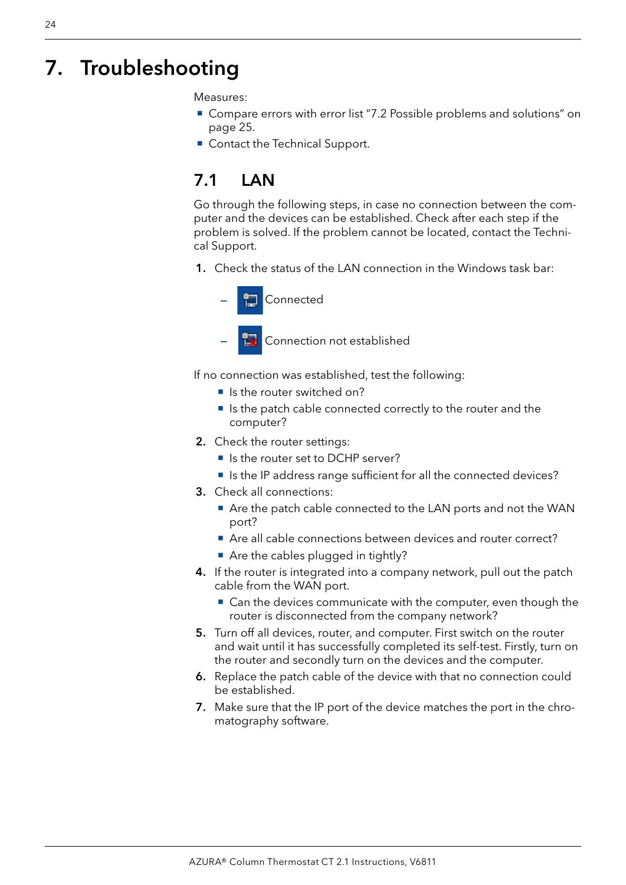# 7. Troubleshooting

Measures:

- Compare errors with error list "7.2 Possible problems and solutions" on page 25.
- Contact the Technical Support.

## 7.1 LAN

Go through the following steps, in case no connection between the computer and the devices can be established. Check after each step if the problem is solved. If the problem cannot be located, contact the Technical Support.

1. Check the status of the LAN connection in the Windows task bar:
   - Connected
   - Connection not established

   If no connection was established, test the following:
   - Is the router switched on?
   - Is the patch cable connected correctly to the router and the computer?
2. Check the router settings:
   - Is the router set to DCHP server?
   - Is the IP address range sufficient for all the connected devices?
3. Check all connections:
   - Are the patch cable connected to the LAN ports and not the WAN port?
   - Are all cable connections between devices and router correct?
   - Are the cables plugged in tightly?
4. If the router is integrated into a company network, pull out the patch cable from the WAN port.
   - Can the devices communicate with the computer, even though the router is disconnected from the company network?
5. Turn off all devices, router, and computer. First switch on the router and wait until it has successfully completed its self-test. Firstly, turn on the router and secondly turn on the devices and the computer.
6. Replace the patch cable of the device with that no connection could be established.
7. Make sure that the IP port of the device matches the port in the chromatography software.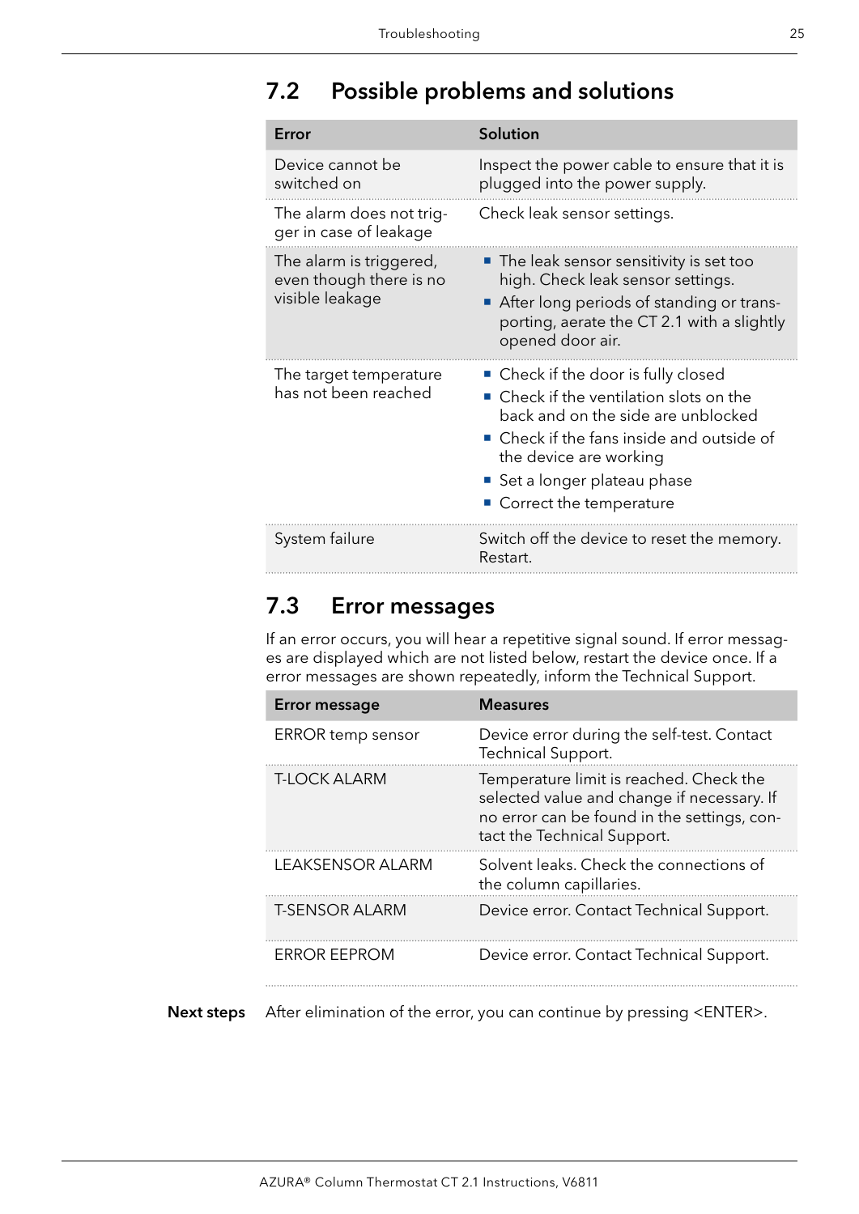## 7.2 Possible problems and solutions

| Error | Solution |
|---|---|
| Device cannot be switched on | Inspect the power cable to ensure that it is plugged into the power supply. |
| The alarm does not trigger in case of leakage | Check leak sensor settings. |
| The alarm is triggered, even though there is no visible leakage | ▪ The leak sensor sensitivity is set too high. Check leak sensor settings.<br>▪ After long periods of standing or transporting, aerate the CT 2.1 with a slightly opened door air. |
| The target temperature has not been reached | ▪ Check if the door is fully closed<br>▪ Check if the ventilation slots on the back and on the side are unblocked<br>▪ Check if the fans inside and outside of the device are working<br>▪ Set a longer plateau phase<br>▪ Correct the temperature |
| System failure | Switch off the device to reset the memory. Restart. |

## 7.3 Error messages

If an error occurs, you will hear a repetitive signal sound. If error messages are displayed which are not listed below, restart the device once. If a error messages are shown repeatedly, inform the Technical Support.

| Error message | Measures |
|---|---|
| ERROR temp sensor | Device error during the self-test. Contact Technical Support. |
| T-LOCK ALARM | Temperature limit is reached. Check the selected value and change if necessary. If no error can be found in the settings, contact the Technical Support. |
| LEAKSENSOR ALARM | Solvent leaks. Check the connections of the column capillaries. |
| T-SENSOR ALARM | Device error. Contact Technical Support. |
| ERROR EEPROM | Device error. Contact Technical Support. |

**Next steps** After elimination of the error, you can continue by pressing <ENTER>.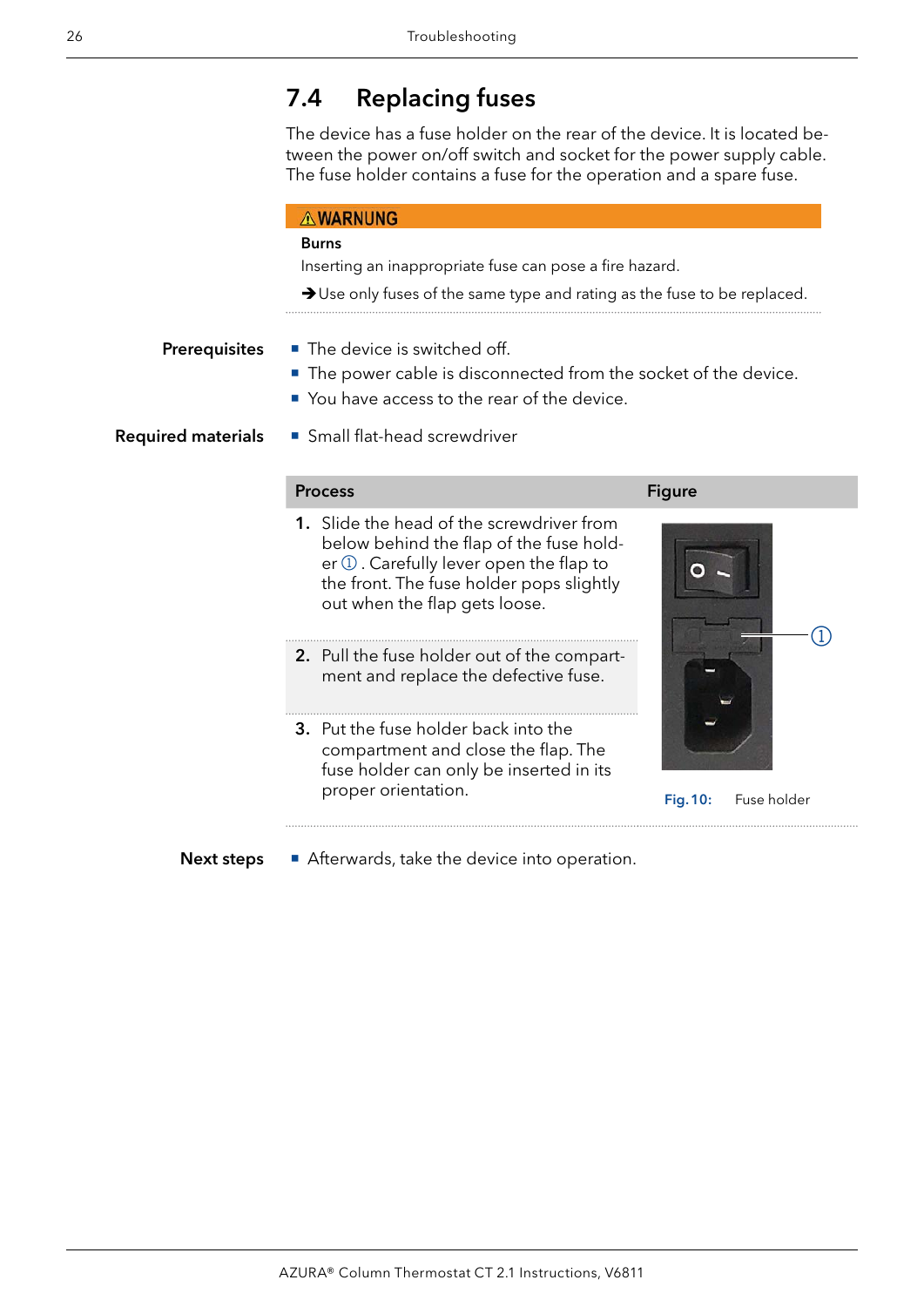## 7.4 Replacing fuses

The device has a fuse holder on the rear of the device. It is located between the power on/off switch and socket for the power supply cable. The fuse holder contains a fuse for the operation and a spare fuse.

**⚠ WARNUNG**

**Burns**

Inserting an inappropriate fuse can pose a fire hazard.

➔ Use only fuses of the same type and rating as the fuse to be replaced.

**Prerequisites**

- The device is switched off.
- The power cable is disconnected from the socket of the device.
- You have access to the rear of the device.

**Required materials**

- Small flat-head screwdriver

| Process | Figure |
|---|---|
| 1. Slide the head of the screwdriver from below behind the flap of the fuse holder ①. Carefully lever open the flap to the front. The fuse holder pops slightly out when the flap gets loose. | |
| 2. Pull the fuse holder out of the compartment and replace the defective fuse. | |
| 3. Put the fuse holder back into the compartment and close the flap. The fuse holder can only be inserted in its proper orientation. | **Fig. 10:** Fuse holder |

**Next steps**

- Afterwards, take the device into operation.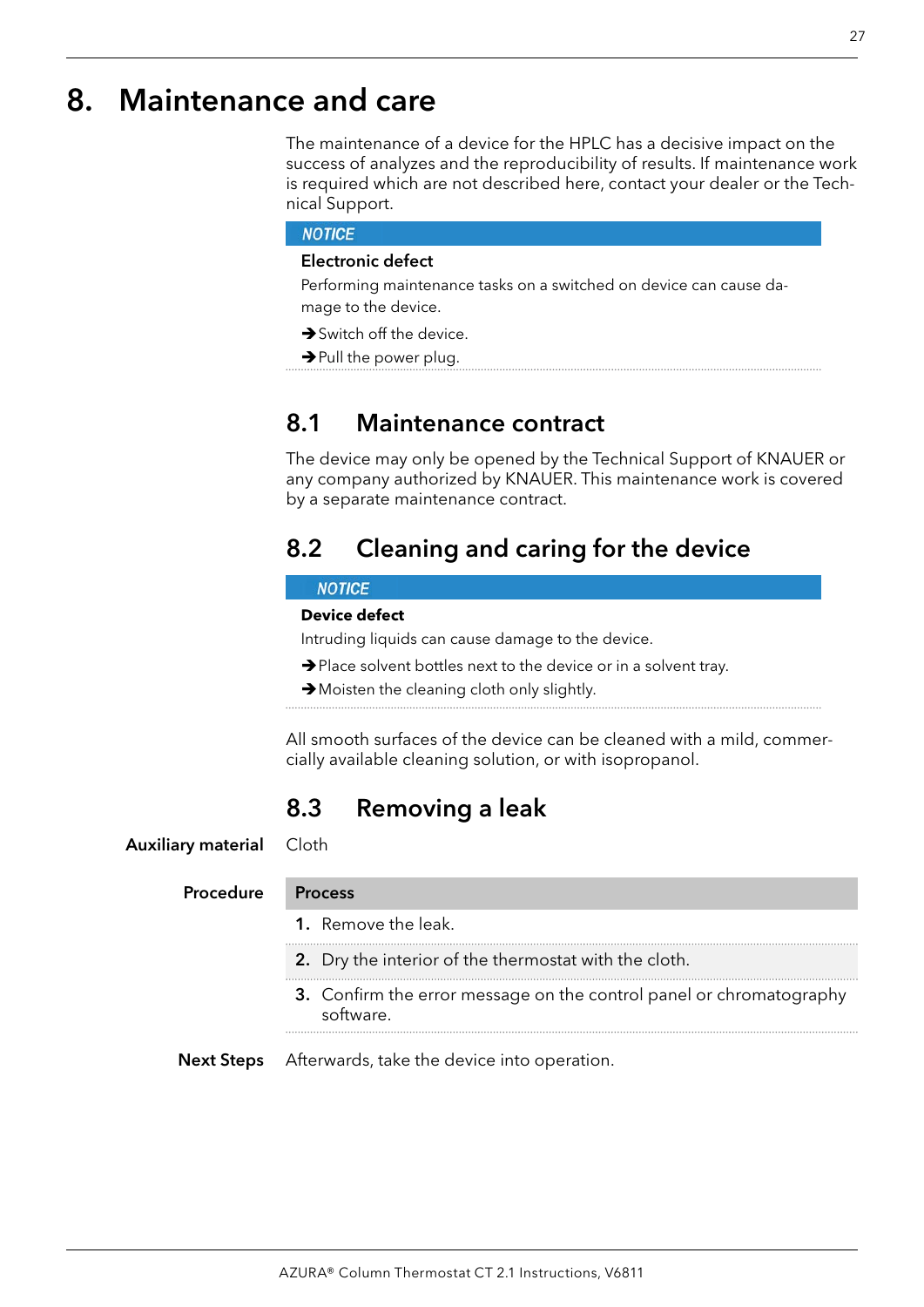# 8. Maintenance and care

The maintenance of a device for the HPLC has a decisive impact on the success of analyzes and the reproducibility of results. If maintenance work is required which are not described here, contact your dealer or the Technical Support.

> **NOTICE**
>
> **Electronic defect**
>
> Performing maintenance tasks on a switched on device can cause damage to the device.
>
> → Switch off the device.
>
> → Pull the power plug.

## 8.1 Maintenance contract

The device may only be opened by the Technical Support of KNAUER or any company authorized by KNAUER. This maintenance work is covered by a separate maintenance contract.

## 8.2 Cleaning and caring for the device

> **NOTICE**
>
> **Device defect**
>
> Intruding liquids can cause damage to the device.
>
> → Place solvent bottles next to the device or in a solvent tray.
>
> → Moisten the cleaning cloth only slightly.

All smooth surfaces of the device can be cleaned with a mild, commercially available cleaning solution, or with isopropanol.

## 8.3 Removing a leak

**Auxiliary material** Cloth

**Procedure**

| Process |
| --- |
| 1. Remove the leak. |
| 2. Dry the interior of the thermostat with the cloth. |
| 3. Confirm the error message on the control panel or chromatography software. |

**Next Steps** Afterwards, take the device into operation.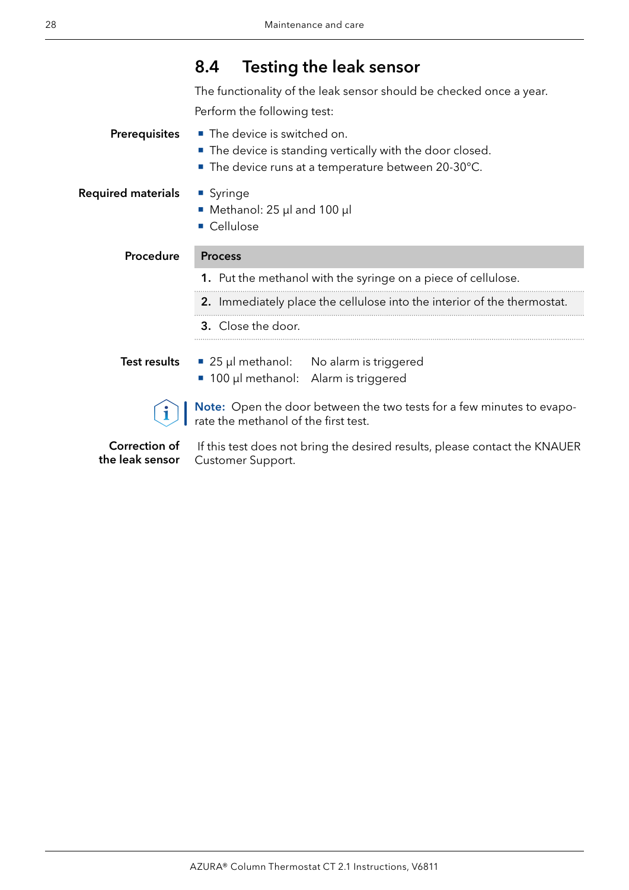## 8.4 Testing the leak sensor

The functionality of the leak sensor should be checked once a year.

Perform the following test:

**Prerequisites**

- The device is switched on.
- The device is standing vertically with the door closed.
- The device runs at a temperature between 20-30°C.

**Required materials**

- Syringe
- Methanol: 25 µl and 100 µl
- Cellulose

**Procedure**

| Process |
|---|
| **1.** Put the methanol with the syringe on a piece of cellulose. |
| **2.** Immediately place the cellulose into the interior of the thermostat. |
| **3.** Close the door. |

**Test results**

- 25 µl methanol: No alarm is triggered
- 100 µl methanol: Alarm is triggered

**Note:** Open the door between the two tests for a few minutes to evaporate the methanol of the first test.

**Correction of the leak sensor**

If this test does not bring the desired results, please contact the KNAUER Customer Support.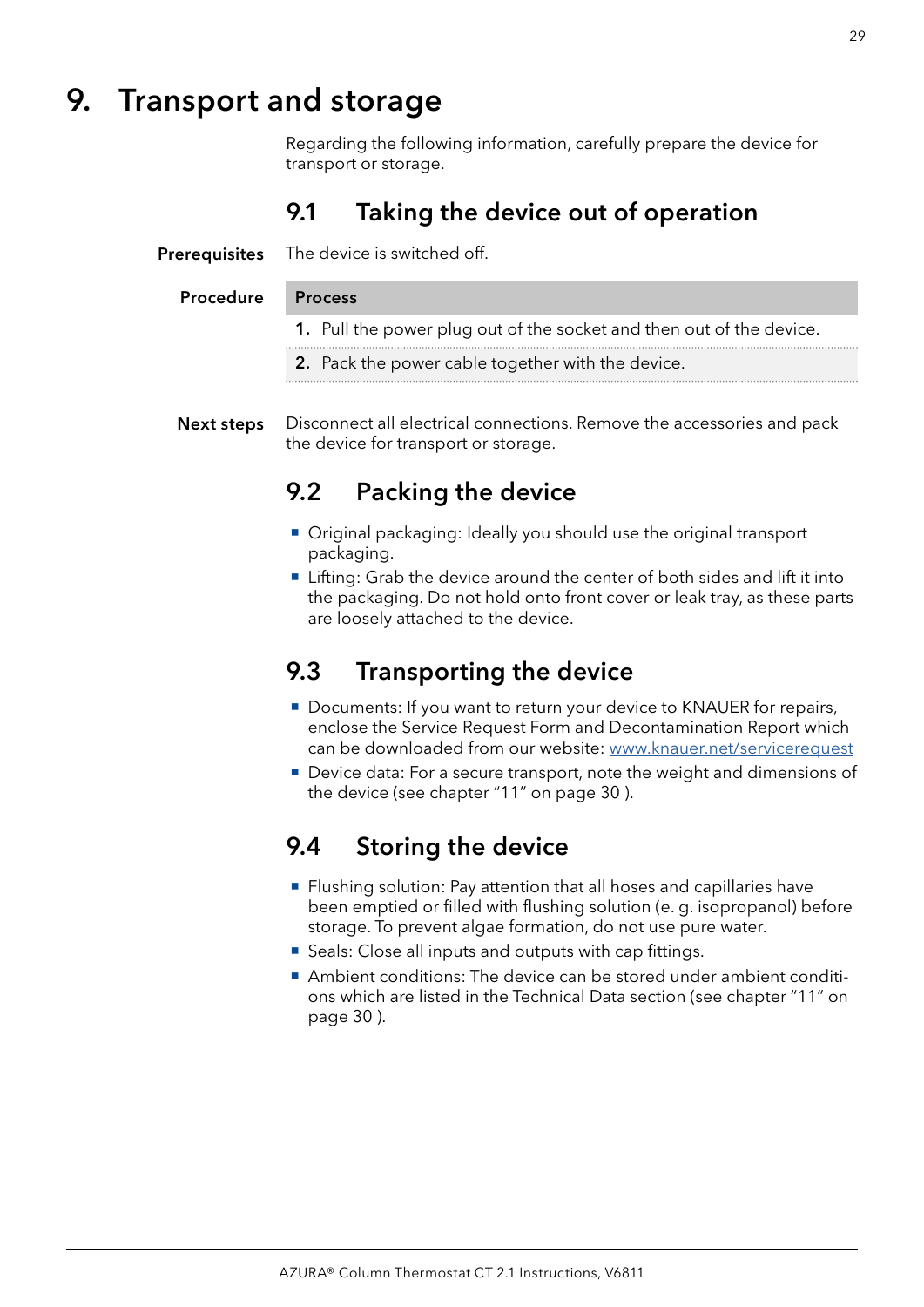# 9. Transport and storage

Regarding the following information, carefully prepare the device for transport or storage.

## 9.1 Taking the device out of operation

**Prerequisites** The device is switched off.

**Procedure**

| Process |
| --- |
| **1.** Pull the power plug out of the socket and then out of the device. |
| **2.** Pack the power cable together with the device. |

**Next steps** Disconnect all electrical connections. Remove the accessories and pack the device for transport or storage.

## 9.2 Packing the device

- Original packaging: Ideally you should use the original transport packaging.
- Lifting: Grab the device around the center of both sides and lift it into the packaging. Do not hold onto front cover or leak tray, as these parts are loosely attached to the device.

## 9.3 Transporting the device

- Documents: If you want to return your device to KNAUER for repairs, enclose the Service Request Form and Decontamination Report which can be downloaded from our website: www.knauer.net/servicerequest
- Device data: For a secure transport, note the weight and dimensions of the device (see chapter "11" on page 30 ).

## 9.4 Storing the device

- Flushing solution: Pay attention that all hoses and capillaries have been emptied or filled with flushing solution (e. g. isopropanol) before storage. To prevent algae formation, do not use pure water.
- Seals: Close all inputs and outputs with cap fittings.
- Ambient conditions: The device can be stored under ambient conditions which are listed in the Technical Data section (see chapter "11" on page 30 ).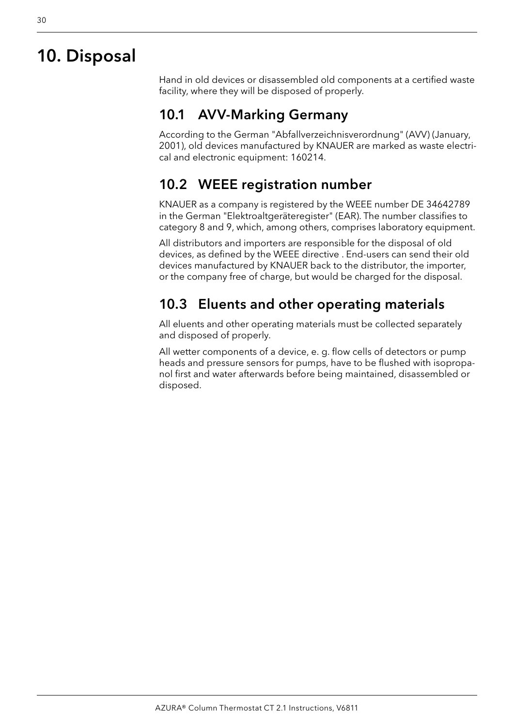# 10. Disposal

Hand in old devices or disassembled old components at a certified waste facility, where they will be disposed of properly.

## 10.1 AVV-Marking Germany

According to the German "Abfallverzeichnisverordnung" (AVV) (January, 2001), old devices manufactured by KNAUER are marked as waste electrical and electronic equipment: 160214.

## 10.2 WEEE registration number

KNAUER as a company is registered by the WEEE number DE 34642789 in the German "Elektroaltgeräteregister" (EAR). The number classifies to category 8 and 9, which, among others, comprises laboratory equipment.

All distributors and importers are responsible for the disposal of old devices, as defined by the WEEE directive . End-users can send their old devices manufactured by KNAUER back to the distributor, the importer, or the company free of charge, but would be charged for the disposal.

## 10.3 Eluents and other operating materials

All eluents and other operating materials must be collected separately and disposed of properly.

All wetter components of a device, e. g. flow cells of detectors or pump heads and pressure sensors for pumps, have to be flushed with isopropanol first and water afterwards before being maintained, disassembled or disposed.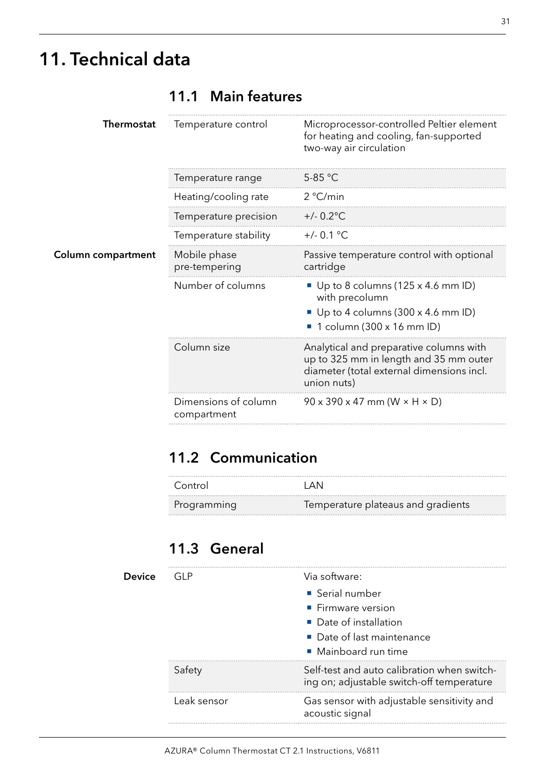# 11. Technical data

## 11.1 Main features

| | | |
|---|---|---|
| **Thermostat** | Temperature control | Microprocessor-controlled Peltier element for heating and cooling, fan-supported two-way air circulation |
| | Temperature range | 5-85 °C |
| | Heating/cooling rate | 2 °C/min |
| | Temperature precision | +/- 0.2°C |
| | Temperature stability | +/- 0.1 °C |
| **Column compartment** | Mobile phase pre-tempering | Passive temperature control with optional cartridge |
| | Number of columns | ■ Up to 8 columns (125 x 4.6 mm ID) with precolumn<br>■ Up to 4 columns (300 x 4.6 mm ID)<br>■ 1 column (300 x 16 mm ID) |
| | Column size | Analytical and preparative columns with up to 325 mm in length and 35 mm outer diameter (total external dimensions incl. union nuts) |
| | Dimensions of column compartment | 90 x 390 x 47 mm (W × H × D) |

## 11.2 Communication

| | |
|---|---|
| Control | LAN |
| Programming | Temperature plateaus and gradients |

## 11.3 General

| | | |
|---|---|---|
| **Device** | GLP | Via software:<br>■ Serial number<br>■ Firmware version<br>■ Date of installation<br>■ Date of last maintenance<br>■ Mainboard run time |
| | Safety | Self-test and auto calibration when switching on; adjustable switch-off temperature |
| | Leak sensor | Gas sensor with adjustable sensitivity and acoustic signal |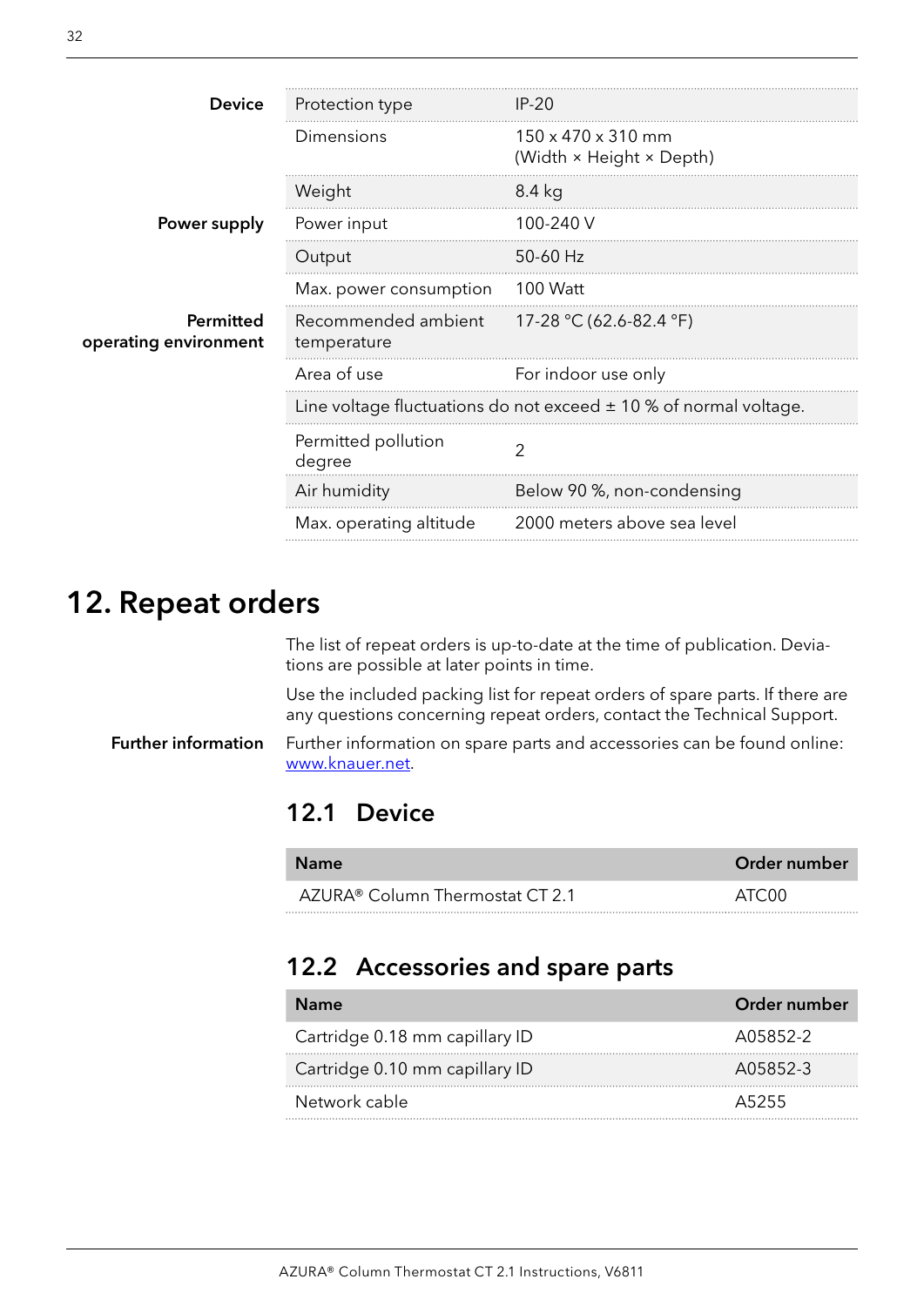| | | |
|---|---|---|
| **Device** | Protection type | IP-20 |
| | Dimensions | 150 x 470 x 310 mm (Width × Height × Depth) |
| | Weight | 8.4 kg |
| **Power supply** | Power input | 100-240 V |
| | Output | 50-60 Hz |
| | Max. power consumption | 100 Watt |
| **Permitted operating environment** | Recommended ambient temperature | 17-28 °C (62.6-82.4 °F) |
| | Area of use | For indoor use only |
| | Line voltage fluctuations do not exceed ± 10 % of normal voltage. | |
| | Permitted pollution degree | 2 |
| | Air humidity | Below 90 %, non-condensing |
| | Max. operating altitude | 2000 meters above sea level |

# 12. Repeat orders

The list of repeat orders is up-to-date at the time of publication. Deviations are possible at later points in time.

Use the included packing list for repeat orders of spare parts. If there are any questions concerning repeat orders, contact the Technical Support.

**Further information**

Further information on spare parts and accessories can be found online: www.knauer.net.

## 12.1 Device

| Name | Order number |
|---|---|
| AZURA® Column Thermostat CT 2.1 | ATC00 |

## 12.2 Accessories and spare parts

| Name | Order number |
|---|---|
| Cartridge 0.18 mm capillary ID | A05852-2 |
| Cartridge 0.10 mm capillary ID | A05852-3 |
| Network cable | A5255 |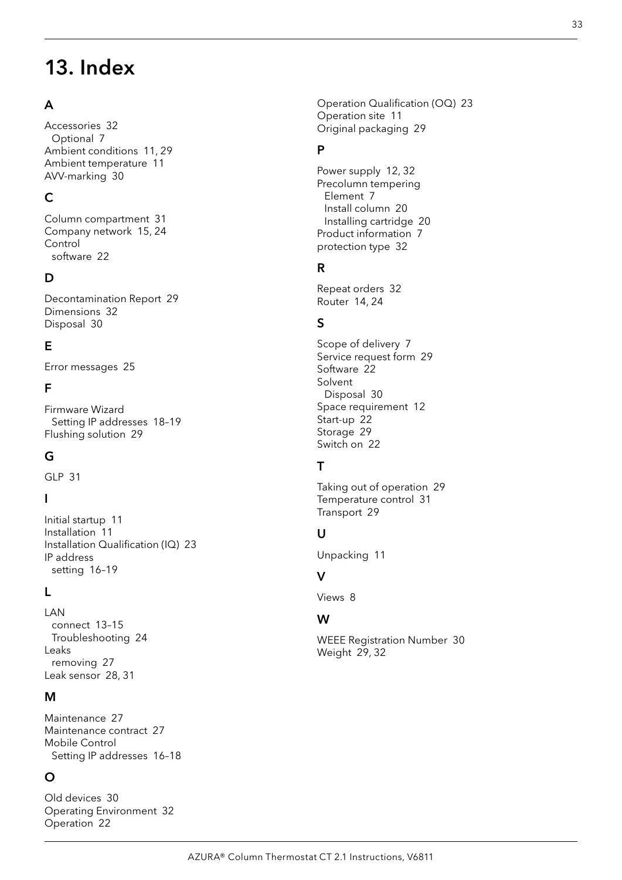# 13. Index

### A

Accessories 32
  Optional 7
Ambient conditions 11, 29
Ambient temperature 11
AVV-marking 30

### C

Column compartment 31
Company network 15, 24
Control
  software 22

### D

Decontamination Report 29
Dimensions 32
Disposal 30

### E

Error messages 25

### F

Firmware Wizard
  Setting IP addresses 18–19
Flushing solution 29

### G

GLP 31

### I

Initial startup 11
Installation 11
Installation Qualification (IQ) 23
IP address
  setting 16–19

### L

LAN
  connect 13–15
  Troubleshooting 24
Leaks
  removing 27
Leak sensor 28, 31

### M

Maintenance 27
Maintenance contract 27
Mobile Control
  Setting IP addresses 16–18

### O

Old devices 30
Operating Environment 32
Operation 22
Operation Qualification (OQ) 23
Operation site 11
Original packaging 29

### P

Power supply 12, 32
Precolumn tempering
  Element 7
  Install column 20
  Installing cartridge 20
Product information 7
protection type 32

### R

Repeat orders 32
Router 14, 24

### S

Scope of delivery 7
Service request form 29
Software 22
Solvent
  Disposal 30
Space requirement 12
Start-up 22
Storage 29
Switch on 22

### T

Taking out of operation 29
Temperature control 31
Transport 29

### U

Unpacking 11

### V

Views 8

### W

WEEE Registration Number 30
Weight 29, 32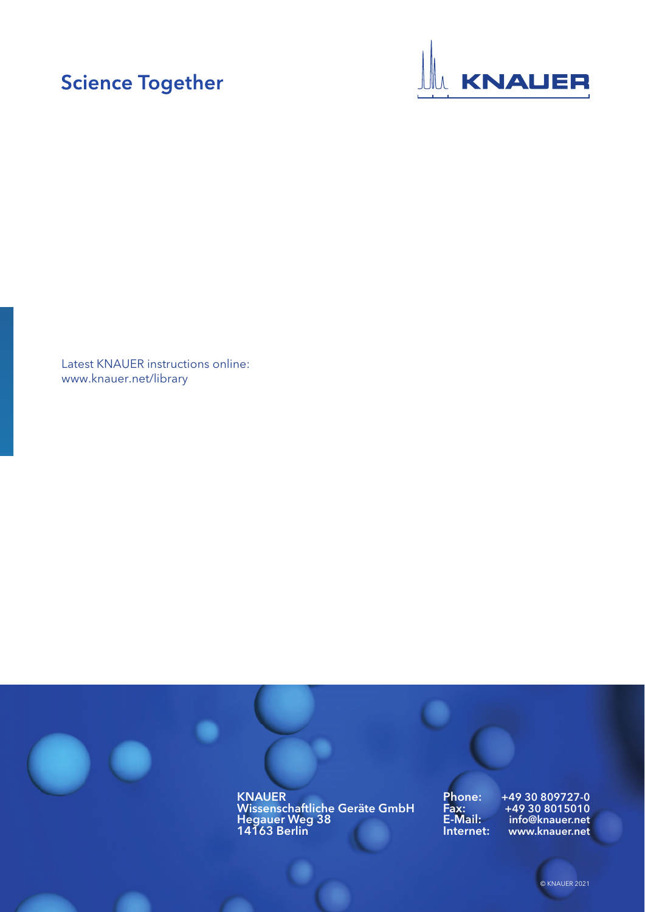Science Together

KNAUER

Latest KNAUER instructions online:
www.knauer.net/library

KNAUER
Wissenschaftliche Geräte GmbH
Hegauer Weg 38
14163 Berlin

Phone: +49 30 809727-0
Fax: +49 30 8015010
E-Mail: info@knauer.net
Internet: www.knauer.net

© KNAUER 2021